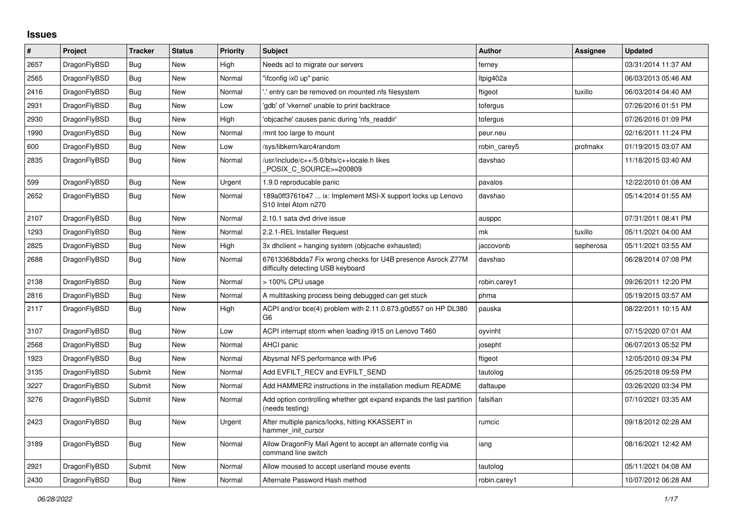# Issues

| # | Project | Tracker | Status | Priority | Subject | Author | Assignee | Updated |
|---|---|---|---|---|---|---|---|---|
| 2657 | DragonFlyBSD | Bug | New | High | Needs acl to migrate our servers | ferney | | 03/31/2014 11:37 AM |
| 2565 | DragonFlyBSD | Bug | New | Normal | "ifconfig ix0 up" panic | ltpig402a | | 06/03/2013 05:46 AM |
| 2416 | DragonFlyBSD | Bug | New | Normal | '.' entry can be removed on mounted nfs filesystem | ftigeot | tuxillo | 06/03/2014 04:40 AM |
| 2931 | DragonFlyBSD | Bug | New | Low | 'gdb' of 'vkernel' unable to print backtrace | tofergus | | 07/26/2016 01:51 PM |
| 2930 | DragonFlyBSD | Bug | New | High | 'objcache' causes panic during 'nfs_readdir' | tofergus | | 07/26/2016 01:09 PM |
| 1990 | DragonFlyBSD | Bug | New | Normal | /mnt too large to mount | peur.neu | | 02/16/2011 11:24 PM |
| 600 | DragonFlyBSD | Bug | New | Low | /sys/libkern/karc4random | robin_carey5 | profmakx | 01/19/2015 03:07 AM |
| 2835 | DragonFlyBSD | Bug | New | Normal | /usr/include/c++/5.0/bits/c++locale.h likes _POSIX_C_SOURCE>=200809 | davshao | | 11/18/2015 03:40 AM |
| 599 | DragonFlyBSD | Bug | New | Urgent | 1.9.0 reproducable panic | pavalos | | 12/22/2010 01:08 AM |
| 2652 | DragonFlyBSD | Bug | New | Normal | 189a0ff3761b47 ... ix: Implement MSI-X support locks up Lenovo S10 Intel Atom n270 | davshao | | 05/14/2014 01:55 AM |
| 2107 | DragonFlyBSD | Bug | New | Normal | 2.10.1 sata dvd drive issue | ausppc | | 07/31/2011 08:41 PM |
| 1293 | DragonFlyBSD | Bug | New | Normal | 2.2.1-REL Installer Request | mk | tuxillo | 05/11/2021 04:00 AM |
| 2825 | DragonFlyBSD | Bug | New | High | 3x dhclient = hanging system (objcache exhausted) | jaccovonb | sepherosa | 05/11/2021 03:55 AM |
| 2688 | DragonFlyBSD | Bug | New | Normal | 67613368bdda7 Fix wrong checks for U4B presence Asrock Z77M difficulty detecting USB keyboard | davshao | | 06/28/2014 07:08 PM |
| 2138 | DragonFlyBSD | Bug | New | Normal | > 100% CPU usage | robin.carey1 | | 09/26/2011 12:20 PM |
| 2816 | DragonFlyBSD | Bug | New | Normal | A multitasking process being debugged can get stuck | phma | | 05/19/2015 03:57 AM |
| 2117 | DragonFlyBSD | Bug | New | High | ACPI and/or bce(4) problem with 2.11.0.673.g0d557 on HP DL380 G6 | pauska | | 08/22/2011 10:15 AM |
| 3107 | DragonFlyBSD | Bug | New | Low | ACPI interrupt storm when loading i915 on Lenovo T460 | oyvinht | | 07/15/2020 07:01 AM |
| 2568 | DragonFlyBSD | Bug | New | Normal | AHCI panic | josepht | | 06/07/2013 05:52 PM |
| 1923 | DragonFlyBSD | Bug | New | Normal | Abysmal NFS performance with IPv6 | ftigeot | | 12/05/2010 09:34 PM |
| 3135 | DragonFlyBSD | Submit | New | Normal | Add EVFILT_RECV and EVFILT_SEND | tautolog | | 05/25/2018 09:59 PM |
| 3227 | DragonFlyBSD | Submit | New | Normal | Add HAMMER2 instructions in the installation medium README | daftaupe | | 03/26/2020 03:34 PM |
| 3276 | DragonFlyBSD | Submit | New | Normal | Add option controlling whether gpt expand expands the last partition (needs testing) | falsifian | | 07/10/2021 03:35 AM |
| 2423 | DragonFlyBSD | Bug | New | Urgent | After multiple panics/locks, hitting KKASSERT in hammer_init_cursor | rumcic | | 09/18/2012 02:28 AM |
| 3189 | DragonFlyBSD | Bug | New | Normal | Allow DragonFly Mail Agent to accept an alternate config via command line switch | iang | | 08/16/2021 12:42 AM |
| 2921 | DragonFlyBSD | Submit | New | Normal | Allow moused to accept userland mouse events | tautolog | | 05/11/2021 04:08 AM |
| 2430 | DragonFlyBSD | Bug | New | Normal | Alternate Password Hash method | robin.carey1 | | 10/07/2012 06:28 AM |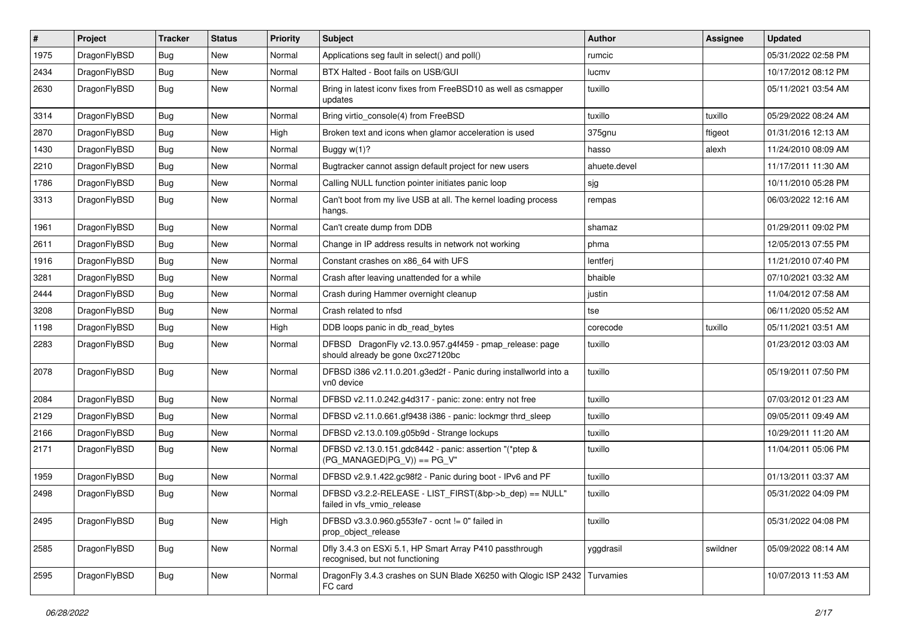| # | Project | Tracker | Status | Priority | Subject | Author | Assignee | Updated |
|---|---|---|---|---|---|---|---|---|
| 1975 | DragonFlyBSD | Bug | New | Normal | Applications seg fault in select() and poll() | rumcic | | 05/31/2022 02:58 PM |
| 2434 | DragonFlyBSD | Bug | New | Normal | BTX Halted - Boot fails on USB/GUI | lucmv | | 10/17/2012 08:12 PM |
| 2630 | DragonFlyBSD | Bug | New | Normal | Bring in latest iconv fixes from FreeBSD10 as well as csmapper updates | tuxillo | | 05/11/2021 03:54 AM |
| 3314 | DragonFlyBSD | Bug | New | Normal | Bring virtio_console(4) from FreeBSD | tuxillo | tuxillo | 05/29/2022 08:24 AM |
| 2870 | DragonFlyBSD | Bug | New | High | Broken text and icons when glamor acceleration is used | 375gnu | ftigeot | 01/31/2016 12:13 AM |
| 1430 | DragonFlyBSD | Bug | New | Normal | Buggy w(1)? | hasso | alexh | 11/24/2010 08:09 AM |
| 2210 | DragonFlyBSD | Bug | New | Normal | Bugtracker cannot assign default project for new users | ahuete.devel | | 11/17/2011 11:30 AM |
| 1786 | DragonFlyBSD | Bug | New | Normal | Calling NULL function pointer initiates panic loop | sjg | | 10/11/2010 05:28 PM |
| 3313 | DragonFlyBSD | Bug | New | Normal | Can't boot from my live USB at all. The kernel loading process hangs. | rempas | | 06/03/2022 12:16 AM |
| 1961 | DragonFlyBSD | Bug | New | Normal | Can't create dump from DDB | shamaz | | 01/29/2011 09:02 PM |
| 2611 | DragonFlyBSD | Bug | New | Normal | Change in IP address results in network not working | phma | | 12/05/2013 07:55 PM |
| 1916 | DragonFlyBSD | Bug | New | Normal | Constant crashes on x86_64 with UFS | lentferj | | 11/21/2010 07:40 PM |
| 3281 | DragonFlyBSD | Bug | New | Normal | Crash after leaving unattended for a while | bhaible | | 07/10/2021 03:32 AM |
| 2444 | DragonFlyBSD | Bug | New | Normal | Crash during Hammer overnight cleanup | justin | | 11/04/2012 07:58 AM |
| 3208 | DragonFlyBSD | Bug | New | Normal | Crash related to nfsd | tse | | 06/11/2020 05:52 AM |
| 1198 | DragonFlyBSD | Bug | New | High | DDB loops panic in db_read_bytes | corecode | tuxillo | 05/11/2021 03:51 AM |
| 2283 | DragonFlyBSD | Bug | New | Normal | DFBSD DragonFly v2.13.0.957.g4f459 - pmap_release: page should already be gone 0xc27120bc | tuxillo | | 01/23/2012 03:03 AM |
| 2078 | DragonFlyBSD | Bug | New | Normal | DFBSD i386 v2.11.0.201.g3ed2f - Panic during installworld into a vn0 device | tuxillo | | 05/19/2011 07:50 PM |
| 2084 | DragonFlyBSD | Bug | New | Normal | DFBSD v2.11.0.242.g4d317 - panic: zone: entry not free | tuxillo | | 07/03/2012 01:23 AM |
| 2129 | DragonFlyBSD | Bug | New | Normal | DFBSD v2.11.0.661.gf9438 i386 - panic: lockmgr thrd_sleep | tuxillo | | 09/05/2011 09:49 AM |
| 2166 | DragonFlyBSD | Bug | New | Normal | DFBSD v2.13.0.109.g05b9d - Strange lockups | tuxillo | | 10/29/2011 11:20 AM |
| 2171 | DragonFlyBSD | Bug | New | Normal | DFBSD v2.13.0.151.gdc8442 - panic: assertion "(*ptep & (PG_MANAGED\|PG_V)) == PG_V" | tuxillo | | 11/04/2011 05:06 PM |
| 1959 | DragonFlyBSD | Bug | New | Normal | DFBSD v2.9.1.422.gc98f2 - Panic during boot - IPv6 and PF | tuxillo | | 01/13/2011 03:37 AM |
| 2498 | DragonFlyBSD | Bug | New | Normal | DFBSD v3.2.2-RELEASE - LIST_FIRST(&bp->b_dep) == NULL" failed in vfs_vmio_release | tuxillo | | 05/31/2022 04:09 PM |
| 2495 | DragonFlyBSD | Bug | New | High | DFBSD v3.3.0.960.g553fe7 - ocnt != 0" failed in prop_object_release | tuxillo | | 05/31/2022 04:08 PM |
| 2585 | DragonFlyBSD | Bug | New | Normal | Dfly 3.4.3 on ESXi 5.1, HP Smart Array P410 passthrough recognised, but not functioning | yggdrasil | swildner | 05/09/2022 08:14 AM |
| 2595 | DragonFlyBSD | Bug | New | Normal | DragonFly 3.4.3 crashes on SUN Blade X6250 with Qlogic ISP 2432 FC card | Turvamies | | 10/07/2013 11:53 AM |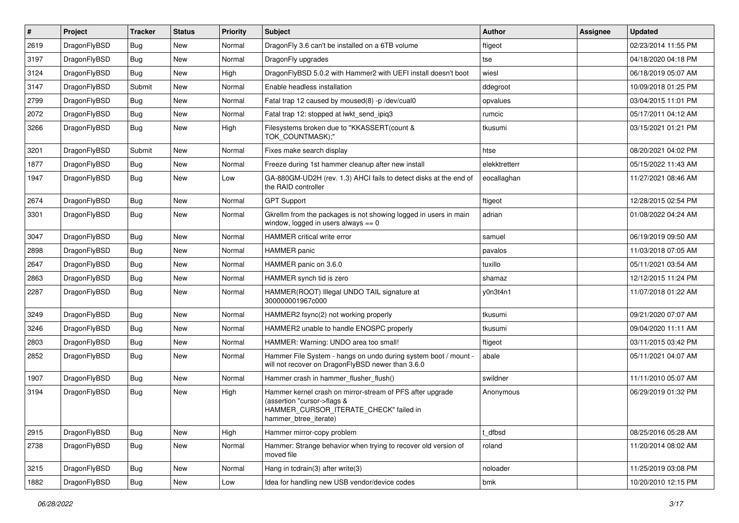| # | Project | Tracker | Status | Priority | Subject | Author | Assignee | Updated |
|---|---|---|---|---|---|---|---|---|
| 2619 | DragonFlyBSD | Bug | New | Normal | DragonFly 3.6 can't be installed on a 6TB volume | ftigeot | | 02/23/2014 11:55 PM |
| 3197 | DragonFlyBSD | Bug | New | Normal | DragonFly upgrades | tse | | 04/18/2020 04:18 PM |
| 3124 | DragonFlyBSD | Bug | New | High | DragonFlyBSD 5.0.2 with Hammer2 with UEFI install doesn't boot | wiesl | | 06/18/2019 05:07 AM |
| 3147 | DragonFlyBSD | Submit | New | Normal | Enable headless installation | ddegroot | | 10/09/2018 01:25 PM |
| 2799 | DragonFlyBSD | Bug | New | Normal | Fatal trap 12 caused by moused(8) -p /dev/cual0 | opvalues | | 03/04/2015 11:01 PM |
| 2072 | DragonFlyBSD | Bug | New | Normal | Fatal trap 12: stopped at lwkt_send_ipiq3 | rumcic | | 05/17/2011 04:12 AM |
| 3266 | DragonFlyBSD | Bug | New | High | Filesystems broken due to "KKASSERT(count & TOK_COUNTMASK);" | tkusumi | | 03/15/2021 01:21 PM |
| 3201 | DragonFlyBSD | Submit | New | Normal | Fixes make search display | htse | | 08/20/2021 04:02 PM |
| 1877 | DragonFlyBSD | Bug | New | Normal | Freeze during 1st hammer cleanup after new install | elekktretterr | | 05/15/2022 11:43 AM |
| 1947 | DragonFlyBSD | Bug | New | Low | GA-880GM-UD2H (rev. 1.3) AHCI fails to detect disks at the end of the RAID controller | eocallaghan | | 11/27/2021 08:46 AM |
| 2674 | DragonFlyBSD | Bug | New | Normal | GPT Support | ftigeot | | 12/28/2015 02:54 PM |
| 3301 | DragonFlyBSD | Bug | New | Normal | Gkrellm from the packages is not showing logged in users in main window, logged in users always == 0 | adrian | | 01/08/2022 04:24 AM |
| 3047 | DragonFlyBSD | Bug | New | Normal | HAMMER critical write error | samuel | | 06/19/2019 09:50 AM |
| 2898 | DragonFlyBSD | Bug | New | Normal | HAMMER panic | pavalos | | 11/03/2018 07:05 AM |
| 2647 | DragonFlyBSD | Bug | New | Normal | HAMMER panic on 3.6.0 | tuxillo | | 05/11/2021 03:54 AM |
| 2863 | DragonFlyBSD | Bug | New | Normal | HAMMER synch tid is zero | shamaz | | 12/12/2015 11:24 PM |
| 2287 | DragonFlyBSD | Bug | New | Normal | HAMMER(ROOT) Illegal UNDO TAIL signature at 300000001967c000 | y0n3t4n1 | | 11/07/2018 01:22 AM |
| 3249 | DragonFlyBSD | Bug | New | Normal | HAMMER2 fsync(2) not working properly | tkusumi | | 09/21/2020 07:07 AM |
| 3246 | DragonFlyBSD | Bug | New | Normal | HAMMER2 unable to handle ENOSPC properly | tkusumi | | 09/04/2020 11:11 AM |
| 2803 | DragonFlyBSD | Bug | New | Normal | HAMMER: Warning: UNDO area too small! | ftigeot | | 03/11/2015 03:42 PM |
| 2852 | DragonFlyBSD | Bug | New | Normal | Hammer File System - hangs on undo during system boot / mount - will not recover on DragonFlyBSD newer than 3.6.0 | abale | | 05/11/2021 04:07 AM |
| 1907 | DragonFlyBSD | Bug | New | Normal | Hammer crash in hammer_flusher_flush() | swildner | | 11/11/2010 05:07 AM |
| 3194 | DragonFlyBSD | Bug | New | High | Hammer kernel crash on mirror-stream of PFS after upgrade (assertion "cursor->flags & HAMMER_CURSOR_ITERATE_CHECK" failed in hammer_btree_iterate) | Anonymous | | 06/29/2019 01:32 PM |
| 2915 | DragonFlyBSD | Bug | New | High | Hammer mirror-copy problem | t_dfbsd | | 08/25/2016 05:28 AM |
| 2738 | DragonFlyBSD | Bug | New | Normal | Hammer: Strange behavior when trying to recover old version of moved file | roland | | 11/20/2014 08:02 AM |
| 3215 | DragonFlyBSD | Bug | New | Normal | Hang in tcdrain(3) after write(3) | noloader | | 11/25/2019 03:08 PM |
| 1882 | DragonFlyBSD | Bug | New | Low | Idea for handling new USB vendor/device codes | bmk | | 10/20/2010 12:15 PM |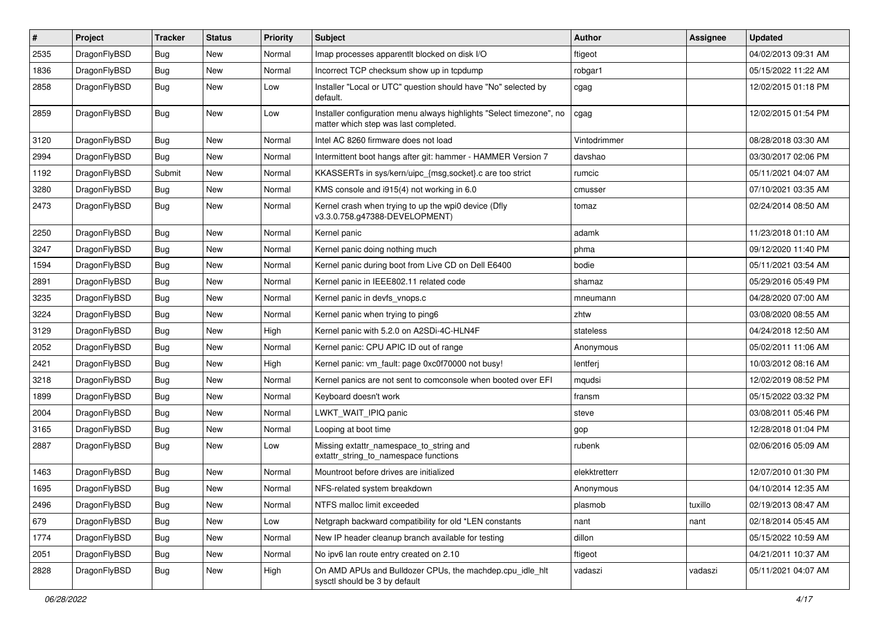| # | Project | Tracker | Status | Priority | Subject | Author | Assignee | Updated |
|---|---|---|---|---|---|---|---|---|
| 2535 | DragonFlyBSD | Bug | New | Normal | Imap processes apparentlt blocked on disk I/O | ftigeot | | 04/02/2013 09:31 AM |
| 1836 | DragonFlyBSD | Bug | New | Normal | Incorrect TCP checksum show up in tcpdump | robgar1 | | 05/15/2022 11:22 AM |
| 2858 | DragonFlyBSD | Bug | New | Low | Installer "Local or UTC" question should have "No" selected by default. | cgag | | 12/02/2015 01:18 PM |
| 2859 | DragonFlyBSD | Bug | New | Low | Installer configuration menu always highlights "Select timezone", no matter which step was last completed. | cgag | | 12/02/2015 01:54 PM |
| 3120 | DragonFlyBSD | Bug | New | Normal | Intel AC 8260 firmware does not load | Vintodrimmer | | 08/28/2018 03:30 AM |
| 2994 | DragonFlyBSD | Bug | New | Normal | Intermittent boot hangs after git: hammer - HAMMER Version 7 | davshao | | 03/30/2017 02:06 PM |
| 1192 | DragonFlyBSD | Submit | New | Normal | KKASSERTs in sys/kern/uipc_{msg,socket}.c are too strict | rumcic | | 05/11/2021 04:07 AM |
| 3280 | DragonFlyBSD | Bug | New | Normal | KMS console and i915(4) not working in 6.0 | cmusser | | 07/10/2021 03:35 AM |
| 2473 | DragonFlyBSD | Bug | New | Normal | Kernel crash when trying to up the wpi0 device (Dfly v3.3.0.758.g47388-DEVELOPMENT) | tomaz | | 02/24/2014 08:50 AM |
| 2250 | DragonFlyBSD | Bug | New | Normal | Kernel panic | adamk | | 11/23/2018 01:10 AM |
| 3247 | DragonFlyBSD | Bug | New | Normal | Kernel panic doing nothing much | phma | | 09/12/2020 11:40 PM |
| 1594 | DragonFlyBSD | Bug | New | Normal | Kernel panic during boot from Live CD on Dell E6400 | bodie | | 05/11/2021 03:54 AM |
| 2891 | DragonFlyBSD | Bug | New | Normal | Kernel panic in IEEE802.11 related code | shamaz | | 05/29/2016 05:49 PM |
| 3235 | DragonFlyBSD | Bug | New | Normal | Kernel panic in devfs_vnops.c | mneumann | | 04/28/2020 07:00 AM |
| 3224 | DragonFlyBSD | Bug | New | Normal | Kernel panic when trying to ping6 | zhtw | | 03/08/2020 08:55 AM |
| 3129 | DragonFlyBSD | Bug | New | High | Kernel panic with 5.2.0 on A2SDi-4C-HLN4F | stateless | | 04/24/2018 12:50 AM |
| 2052 | DragonFlyBSD | Bug | New | Normal | Kernel panic: CPU APIC ID out of range | Anonymous | | 05/02/2011 11:06 AM |
| 2421 | DragonFlyBSD | Bug | New | High | Kernel panic: vm_fault: page 0xc0f70000 not busy! | lentferj | | 10/03/2012 08:16 AM |
| 3218 | DragonFlyBSD | Bug | New | Normal | Kernel panics are not sent to comconsole when booted over EFI | mqudsi | | 12/02/2019 08:52 PM |
| 1899 | DragonFlyBSD | Bug | New | Normal | Keyboard doesn't work | fransm | | 05/15/2022 03:32 PM |
| 2004 | DragonFlyBSD | Bug | New | Normal | LWKT_WAIT_IPIQ panic | steve | | 03/08/2011 05:46 PM |
| 3165 | DragonFlyBSD | Bug | New | Normal | Looping at boot time | gop | | 12/28/2018 01:04 PM |
| 2887 | DragonFlyBSD | Bug | New | Low | Missing extattr_namespace_to_string and extattr_string_to_namespace functions | rubenk | | 02/06/2016 05:09 AM |
| 1463 | DragonFlyBSD | Bug | New | Normal | Mountroot before drives are initialized | elekktretterr | | 12/07/2010 01:30 PM |
| 1695 | DragonFlyBSD | Bug | New | Normal | NFS-related system breakdown | Anonymous | | 04/10/2014 12:35 AM |
| 2496 | DragonFlyBSD | Bug | New | Normal | NTFS malloc limit exceeded | plasmob | tuxillo | 02/19/2013 08:47 AM |
| 679 | DragonFlyBSD | Bug | New | Low | Netgraph backward compatibility for old *LEN constants | nant | nant | 02/18/2014 05:45 AM |
| 1774 | DragonFlyBSD | Bug | New | Normal | New IP header cleanup branch available for testing | dillon | | 05/15/2022 10:59 AM |
| 2051 | DragonFlyBSD | Bug | New | Normal | No ipv6 lan route entry created on 2.10 | ftigeot | | 04/21/2011 10:37 AM |
| 2828 | DragonFlyBSD | Bug | New | High | On AMD APUs and Bulldozer CPUs, the machdep.cpu_idle_hlt sysctl should be 3 by default | vadaszi | vadaszi | 05/11/2021 04:07 AM |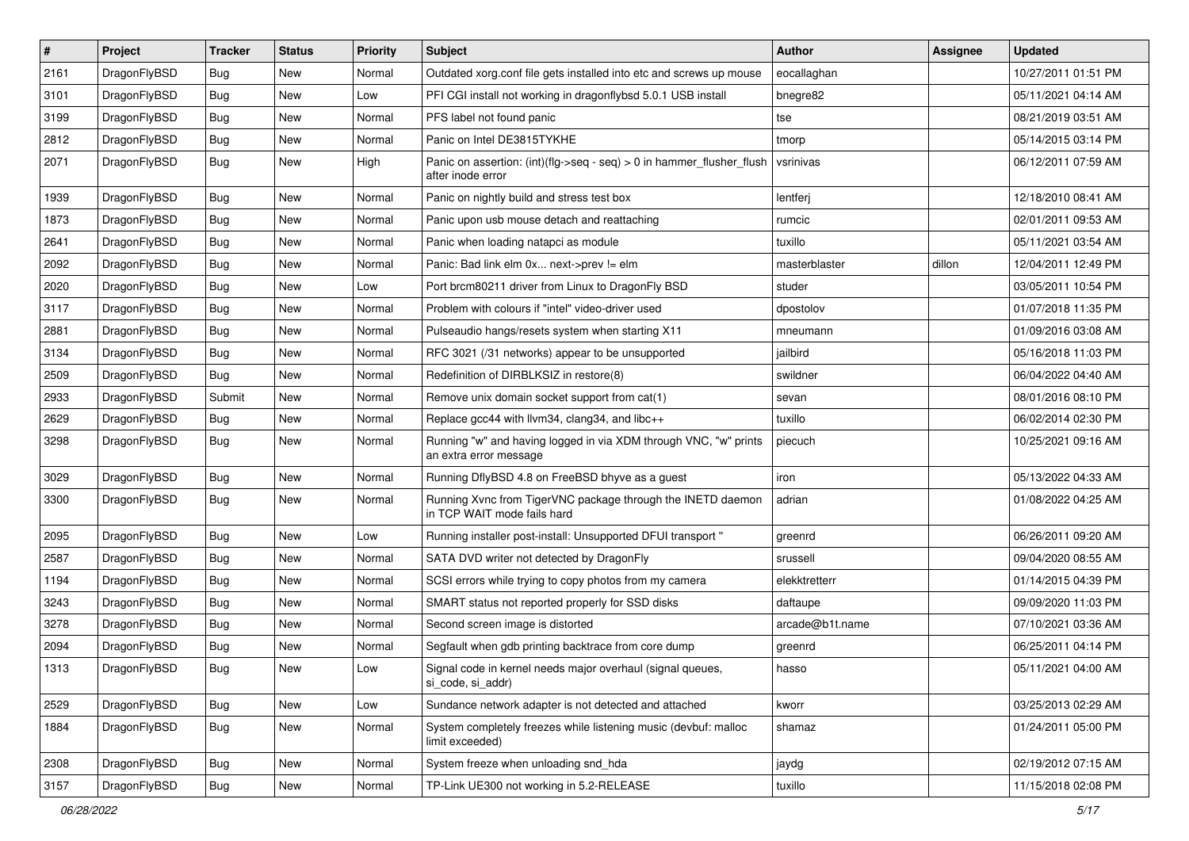| # | Project | Tracker | Status | Priority | Subject | Author | Assignee | Updated |
|---|---|---|---|---|---|---|---|---|
| 2161 | DragonFlyBSD | Bug | New | Normal | Outdated xorg.conf file gets installed into etc and screws up mouse | eocallaghan | | 10/27/2011 01:51 PM |
| 3101 | DragonFlyBSD | Bug | New | Low | PFI CGI install not working in dragonflybsd 5.0.1 USB install | bnegre82 | | 05/11/2021 04:14 AM |
| 3199 | DragonFlyBSD | Bug | New | Normal | PFS label not found panic | tse | | 08/21/2019 03:51 AM |
| 2812 | DragonFlyBSD | Bug | New | Normal | Panic on Intel DE3815TYKHE | tmorp | | 05/14/2015 03:14 PM |
| 2071 | DragonFlyBSD | Bug | New | High | Panic on assertion: (int)(flg->seq - seq) > 0 in hammer_flusher_flush after inode error | vsrinivas | | 06/12/2011 07:59 AM |
| 1939 | DragonFlyBSD | Bug | New | Normal | Panic on nightly build and stress test box | lentferj | | 12/18/2010 08:41 AM |
| 1873 | DragonFlyBSD | Bug | New | Normal | Panic upon usb mouse detach and reattaching | rumcic | | 02/01/2011 09:53 AM |
| 2641 | DragonFlyBSD | Bug | New | Normal | Panic when loading natapci as module | tuxillo | | 05/11/2021 03:54 AM |
| 2092 | DragonFlyBSD | Bug | New | Normal | Panic: Bad link elm 0x... next->prev != elm | masterblaster | dillon | 12/04/2011 12:49 PM |
| 2020 | DragonFlyBSD | Bug | New | Low | Port brcm80211 driver from Linux to DragonFly BSD | studer | | 03/05/2011 10:54 PM |
| 3117 | DragonFlyBSD | Bug | New | Normal | Problem with colours if "intel" video-driver used | dpostolov | | 01/07/2018 11:35 PM |
| 2881 | DragonFlyBSD | Bug | New | Normal | Pulseaudio hangs/resets system when starting X11 | mneumann | | 01/09/2016 03:08 AM |
| 3134 | DragonFlyBSD | Bug | New | Normal | RFC 3021 (/31 networks) appear to be unsupported | jailbird | | 05/16/2018 11:03 PM |
| 2509 | DragonFlyBSD | Bug | New | Normal | Redefinition of DIRBLKSIZ in restore(8) | swildner | | 06/04/2022 04:40 AM |
| 2933 | DragonFlyBSD | Submit | New | Normal | Remove unix domain socket support from cat(1) | sevan | | 08/01/2016 08:10 PM |
| 2629 | DragonFlyBSD | Bug | New | Normal | Replace gcc44 with llvm34, clang34, and libc++ | tuxillo | | 06/02/2014 02:30 PM |
| 3298 | DragonFlyBSD | Bug | New | Normal | Running "w" and having logged in via XDM through VNC, "w" prints an extra error message | piecuch | | 10/25/2021 09:16 AM |
| 3029 | DragonFlyBSD | Bug | New | Normal | Running DflyBSD 4.8 on FreeBSD bhyve as a guest | iron | | 05/13/2022 04:33 AM |
| 3300 | DragonFlyBSD | Bug | New | Normal | Running Xvnc from TigerVNC package through the INETD daemon in TCP WAIT mode fails hard | adrian | | 01/08/2022 04:25 AM |
| 2095 | DragonFlyBSD | Bug | New | Low | Running installer post-install: Unsupported DFUI transport " | greenrd | | 06/26/2011 09:20 AM |
| 2587 | DragonFlyBSD | Bug | New | Normal | SATA DVD writer not detected by DragonFly | srussell | | 09/04/2020 08:55 AM |
| 1194 | DragonFlyBSD | Bug | New | Normal | SCSI errors while trying to copy photos from my camera | elekktretterr | | 01/14/2015 04:39 PM |
| 3243 | DragonFlyBSD | Bug | New | Normal | SMART status not reported properly for SSD disks | daftaupe | | 09/09/2020 11:03 PM |
| 3278 | DragonFlyBSD | Bug | New | Normal | Second screen image is distorted | arcade@b1t.name | | 07/10/2021 03:36 AM |
| 2094 | DragonFlyBSD | Bug | New | Normal | Segfault when gdb printing backtrace from core dump | greenrd | | 06/25/2011 04:14 PM |
| 1313 | DragonFlyBSD | Bug | New | Low | Signal code in kernel needs major overhaul (signal queues, si_code, si_addr) | hasso | | 05/11/2021 04:00 AM |
| 2529 | DragonFlyBSD | Bug | New | Low | Sundance network adapter is not detected and attached | kworr | | 03/25/2013 02:29 AM |
| 1884 | DragonFlyBSD | Bug | New | Normal | System completely freezes while listening music (devbuf: malloc limit exceeded) | shamaz | | 01/24/2011 05:00 PM |
| 2308 | DragonFlyBSD | Bug | New | Normal | System freeze when unloading snd_hda | jaydg | | 02/19/2012 07:15 AM |
| 3157 | DragonFlyBSD | Bug | New | Normal | TP-Link UE300 not working in 5.2-RELEASE | tuxillo | | 11/15/2018 02:08 PM |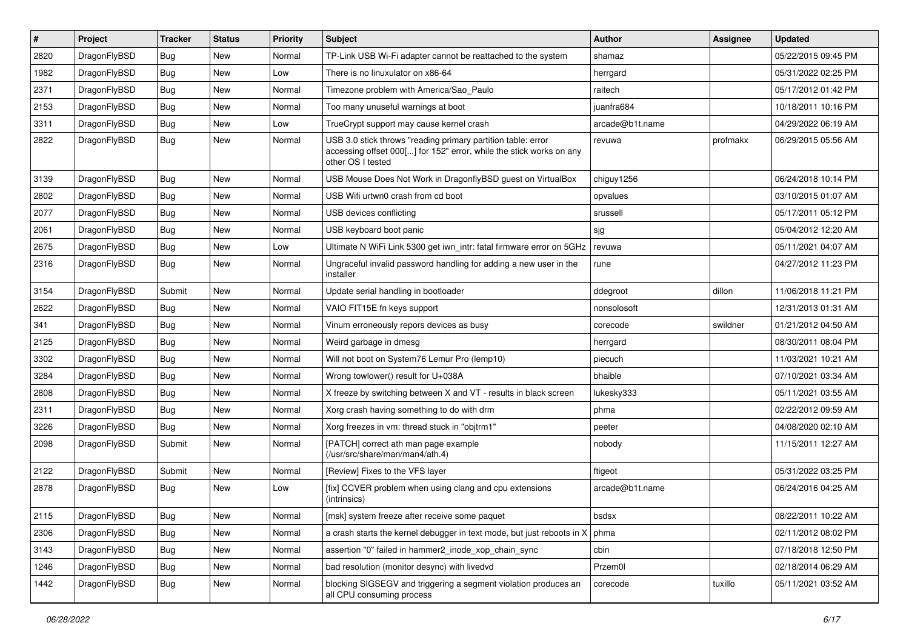| # | Project | Tracker | Status | Priority | Subject | Author | Assignee | Updated |
|---|---|---|---|---|---|---|---|---|
| 2820 | DragonFlyBSD | Bug | New | Normal | TP-Link USB Wi-Fi adapter cannot be reattached to the system | shamaz | | 05/22/2015 09:45 PM |
| 1982 | DragonFlyBSD | Bug | New | Low | There is no linuxulator on x86-64 | herrgard | | 05/31/2022 02:25 PM |
| 2371 | DragonFlyBSD | Bug | New | Normal | Timezone problem with America/Sao_Paulo | raitech | | 05/17/2012 01:42 PM |
| 2153 | DragonFlyBSD | Bug | New | Normal | Too many unuseful warnings at boot | juanfra684 | | 10/18/2011 10:16 PM |
| 3311 | DragonFlyBSD | Bug | New | Low | TrueCrypt support may cause kernel crash | arcade@b1t.name | | 04/29/2022 06:19 AM |
| 2822 | DragonFlyBSD | Bug | New | Normal | USB 3.0 stick throws "reading primary partition table: error accessing offset 000[...] for 152" error, while the stick works on any other OS I tested | revuwa | profmakx | 06/29/2015 05:56 AM |
| 3139 | DragonFlyBSD | Bug | New | Normal | USB Mouse Does Not Work in DragonflyBSD guest on VirtualBox | chiguy1256 | | 06/24/2018 10:14 PM |
| 2802 | DragonFlyBSD | Bug | New | Normal | USB Wifi urtwn0 crash from cd boot | opvalues | | 03/10/2015 01:07 AM |
| 2077 | DragonFlyBSD | Bug | New | Normal | USB devices conflicting | srussell | | 05/17/2011 05:12 PM |
| 2061 | DragonFlyBSD | Bug | New | Normal | USB keyboard boot panic | sjg | | 05/04/2012 12:20 AM |
| 2675 | DragonFlyBSD | Bug | New | Low | Ultimate N WiFi Link 5300 get iwn_intr: fatal firmware error on 5GHz | revuwa | | 05/11/2021 04:07 AM |
| 2316 | DragonFlyBSD | Bug | New | Normal | Ungraceful invalid password handling for adding a new user in the installer | rune | | 04/27/2012 11:23 PM |
| 3154 | DragonFlyBSD | Submit | New | Normal | Update serial handling in bootloader | ddegroot | dillon | 11/06/2018 11:21 PM |
| 2622 | DragonFlyBSD | Bug | New | Normal | VAIO FIT15E fn keys support | nonsolosoft | | 12/31/2013 01:31 AM |
| 341 | DragonFlyBSD | Bug | New | Normal | Vinum erroneously repors devices as busy | corecode | swildner | 01/21/2012 04:50 AM |
| 2125 | DragonFlyBSD | Bug | New | Normal | Weird garbage in dmesg | herrgard | | 08/30/2011 08:04 PM |
| 3302 | DragonFlyBSD | Bug | New | Normal | Will not boot on System76 Lemur Pro (lemp10) | piecuch | | 11/03/2021 10:21 AM |
| 3284 | DragonFlyBSD | Bug | New | Normal | Wrong towlower() result for U+038A | bhaible | | 07/10/2021 03:34 AM |
| 2808 | DragonFlyBSD | Bug | New | Normal | X freeze by switching between X and VT - results in black screen | lukesky333 | | 05/11/2021 03:55 AM |
| 2311 | DragonFlyBSD | Bug | New | Normal | Xorg crash having something to do with drm | phma | | 02/22/2012 09:59 AM |
| 3226 | DragonFlyBSD | Bug | New | Normal | Xorg freezes in vm: thread stuck in "objtrm1" | peeter | | 04/08/2020 02:10 AM |
| 2098 | DragonFlyBSD | Submit | New | Normal | [PATCH] correct ath man page example (/usr/src/share/man/man4/ath.4) | nobody | | 11/15/2011 12:27 AM |
| 2122 | DragonFlyBSD | Submit | New | Normal | [Review] Fixes to the VFS layer | ftigeot | | 05/31/2022 03:25 PM |
| 2878 | DragonFlyBSD | Bug | New | Low | [fix] CCVER problem when using clang and cpu extensions (intrinsics) | arcade@b1t.name | | 06/24/2016 04:25 AM |
| 2115 | DragonFlyBSD | Bug | New | Normal | [msk] system freeze after receive some paquet | bsdsx | | 08/22/2011 10:22 AM |
| 2306 | DragonFlyBSD | Bug | New | Normal | a crash starts the kernel debugger in text mode, but just reboots in X | phma | | 02/11/2012 08:02 PM |
| 3143 | DragonFlyBSD | Bug | New | Normal | assertion "0" failed in hammer2_inode_xop_chain_sync | cbin | | 07/18/2018 12:50 PM |
| 1246 | DragonFlyBSD | Bug | New | Normal | bad resolution (monitor desync) with livedvd | Przem0l | | 02/18/2014 06:29 AM |
| 1442 | DragonFlyBSD | Bug | New | Normal | blocking SIGSEGV and triggering a segment violation produces an all CPU consuming process | corecode | tuxillo | 05/11/2021 03:52 AM |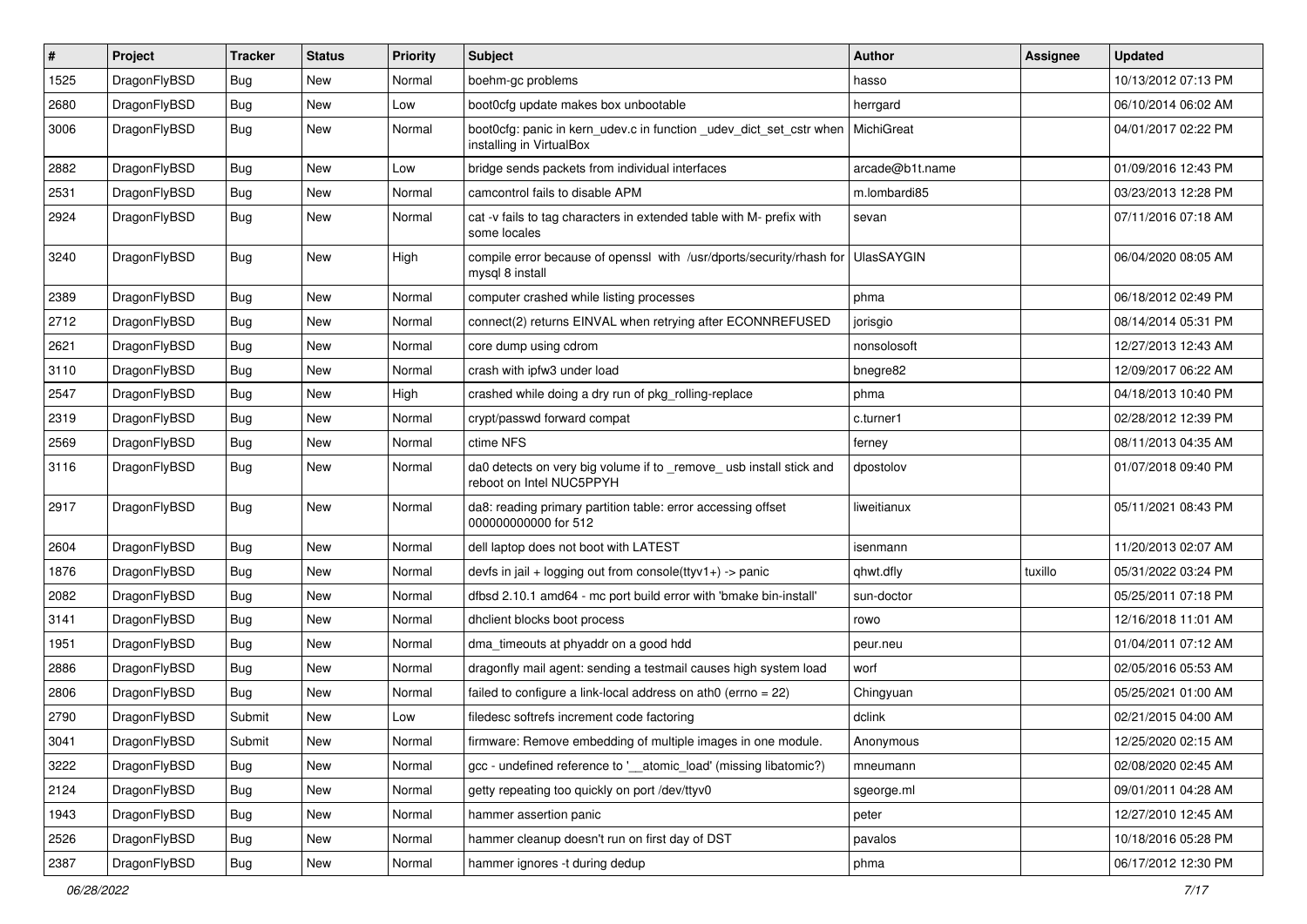| # | Project | Tracker | Status | Priority | Subject | Author | Assignee | Updated |
|---|---|---|---|---|---|---|---|---|
| 1525 | DragonFlyBSD | Bug | New | Normal | boehm-gc problems | hasso | | 10/13/2012 07:13 PM |
| 2680 | DragonFlyBSD | Bug | New | Low | boot0cfg update makes box unbootable | herrgard | | 06/10/2014 06:02 AM |
| 3006 | DragonFlyBSD | Bug | New | Normal | boot0cfg: panic in kern_udev.c in function _udev_dict_set_cstr when installing in VirtualBox | MichiGreat | | 04/01/2017 02:22 PM |
| 2882 | DragonFlyBSD | Bug | New | Low | bridge sends packets from individual interfaces | arcade@b1t.name | | 01/09/2016 12:43 PM |
| 2531 | DragonFlyBSD | Bug | New | Normal | camcontrol fails to disable APM | m.lombardi85 | | 03/23/2013 12:28 PM |
| 2924 | DragonFlyBSD | Bug | New | Normal | cat -v fails to tag characters in extended table with M- prefix with some locales | sevan | | 07/11/2016 07:18 AM |
| 3240 | DragonFlyBSD | Bug | New | High | compile error because of openssl with /usr/dports/security/rhash for mysql 8 install | UlasSAYGIN | | 06/04/2020 08:05 AM |
| 2389 | DragonFlyBSD | Bug | New | Normal | computer crashed while listing processes | phma | | 06/18/2012 02:49 PM |
| 2712 | DragonFlyBSD | Bug | New | Normal | connect(2) returns EINVAL when retrying after ECONNREFUSED | jorisgio | | 08/14/2014 05:31 PM |
| 2621 | DragonFlyBSD | Bug | New | Normal | core dump using cdrom | nonsolosoft | | 12/27/2013 12:43 AM |
| 3110 | DragonFlyBSD | Bug | New | Normal | crash with ipfw3 under load | bnegre82 | | 12/09/2017 06:22 AM |
| 2547 | DragonFlyBSD | Bug | New | High | crashed while doing a dry run of pkg_rolling-replace | phma | | 04/18/2013 10:40 PM |
| 2319 | DragonFlyBSD | Bug | New | Normal | crypt/passwd forward compat | c.turner1 | | 02/28/2012 12:39 PM |
| 2569 | DragonFlyBSD | Bug | New | Normal | ctime NFS | ferney | | 08/11/2013 04:35 AM |
| 3116 | DragonFlyBSD | Bug | New | Normal | da0 detects on very big volume if to _remove_ usb install stick and reboot on Intel NUC5PPYH | dpostolov | | 01/07/2018 09:40 PM |
| 2917 | DragonFlyBSD | Bug | New | Normal | da8: reading primary partition table: error accessing offset 000000000000 for 512 | liweitianux | | 05/11/2021 08:43 PM |
| 2604 | DragonFlyBSD | Bug | New | Normal | dell laptop does not boot with LATEST | isenmann | | 11/20/2013 02:07 AM |
| 1876 | DragonFlyBSD | Bug | New | Normal | devfs in jail + logging out from console(ttyv1+) -> panic | qhwt.dfly | tuxillo | 05/31/2022 03:24 PM |
| 2082 | DragonFlyBSD | Bug | New | Normal | dfbsd 2.10.1 amd64 - mc port build error with 'bmake bin-install' | sun-doctor | | 05/25/2011 07:18 PM |
| 3141 | DragonFlyBSD | Bug | New | Normal | dhclient blocks boot process | rowo | | 12/16/2018 11:01 AM |
| 1951 | DragonFlyBSD | Bug | New | Normal | dma_timeouts at phyaddr on a good hdd | peur.neu | | 01/04/2011 07:12 AM |
| 2886 | DragonFlyBSD | Bug | New | Normal | dragonfly mail agent: sending a testmail causes high system load | worf | | 02/05/2016 05:53 AM |
| 2806 | DragonFlyBSD | Bug | New | Normal | failed to configure a link-local address on ath0 (errno = 22) | Chingyuan | | 05/25/2021 01:00 AM |
| 2790 | DragonFlyBSD | Submit | New | Low | filedesc softrefs increment code factoring | dclink | | 02/21/2015 04:00 AM |
| 3041 | DragonFlyBSD | Submit | New | Normal | firmware: Remove embedding of multiple images in one module. | Anonymous | | 12/25/2020 02:15 AM |
| 3222 | DragonFlyBSD | Bug | New | Normal | gcc - undefined reference to '__atomic_load' (missing libatomic?) | mneumann | | 02/08/2020 02:45 AM |
| 2124 | DragonFlyBSD | Bug | New | Normal | getty repeating too quickly on port /dev/ttyv0 | sgeorge.ml | | 09/01/2011 04:28 AM |
| 1943 | DragonFlyBSD | Bug | New | Normal | hammer assertion panic | peter | | 12/27/2010 12:45 AM |
| 2526 | DragonFlyBSD | Bug | New | Normal | hammer cleanup doesn't run on first day of DST | pavalos | | 10/18/2016 05:28 PM |
| 2387 | DragonFlyBSD | Bug | New | Normal | hammer ignores -t during dedup | phma | | 06/17/2012 12:30 PM |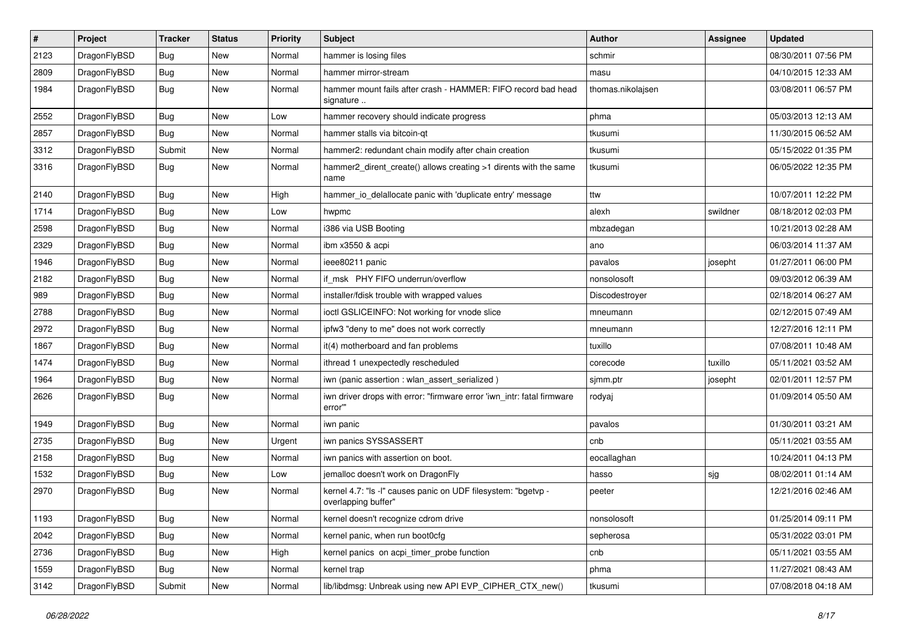| # | Project | Tracker | Status | Priority | Subject | Author | Assignee | Updated |
|---|---|---|---|---|---|---|---|---|
| 2123 | DragonFlyBSD | Bug | New | Normal | hammer is losing files | schmir | | 08/30/2011 07:56 PM |
| 2809 | DragonFlyBSD | Bug | New | Normal | hammer mirror-stream | masu | | 04/10/2015 12:33 AM |
| 1984 | DragonFlyBSD | Bug | New | Normal | hammer mount fails after crash - HAMMER: FIFO record bad head signature .. | thomas.nikolajsen | | 03/08/2011 06:57 PM |
| 2552 | DragonFlyBSD | Bug | New | Low | hammer recovery should indicate progress | phma | | 05/03/2013 12:13 AM |
| 2857 | DragonFlyBSD | Bug | New | Normal | hammer stalls via bitcoin-qt | tkusumi | | 11/30/2015 06:52 AM |
| 3312 | DragonFlyBSD | Submit | New | Normal | hammer2: redundant chain modify after chain creation | tkusumi | | 05/15/2022 01:35 PM |
| 3316 | DragonFlyBSD | Bug | New | Normal | hammer2_dirent_create() allows creating >1 dirents with the same name | tkusumi | | 06/05/2022 12:35 PM |
| 2140 | DragonFlyBSD | Bug | New | High | hammer_io_delallocate panic with 'duplicate entry' message | ttw | | 10/07/2011 12:22 PM |
| 1714 | DragonFlyBSD | Bug | New | Low | hwpmc | alexh | swildner | 08/18/2012 02:03 PM |
| 2598 | DragonFlyBSD | Bug | New | Normal | i386 via USB Booting | mbzadegan | | 10/21/2013 02:28 AM |
| 2329 | DragonFlyBSD | Bug | New | Normal | ibm x3550 & acpi | ano | | 06/03/2014 11:37 AM |
| 1946 | DragonFlyBSD | Bug | New | Normal | ieee80211 panic | pavalos | josepht | 01/27/2011 06:00 PM |
| 2182 | DragonFlyBSD | Bug | New | Normal | if_msk PHY FIFO underrun/overflow | nonsolosoft | | 09/03/2012 06:39 AM |
| 989 | DragonFlyBSD | Bug | New | Normal | installer/fdisk trouble with wrapped values | Discodestroyer | | 02/18/2014 06:27 AM |
| 2788 | DragonFlyBSD | Bug | New | Normal | ioctl GSLICEINFO: Not working for vnode slice | mneumann | | 02/12/2015 07:49 AM |
| 2972 | DragonFlyBSD | Bug | New | Normal | ipfw3 "deny to me" does not work correctly | mneumann | | 12/27/2016 12:11 PM |
| 1867 | DragonFlyBSD | Bug | New | Normal | it(4) motherboard and fan problems | tuxillo | | 07/08/2011 10:48 AM |
| 1474 | DragonFlyBSD | Bug | New | Normal | ithread 1 unexpectedly rescheduled | corecode | tuxillo | 05/11/2021 03:52 AM |
| 1964 | DragonFlyBSD | Bug | New | Normal | iwn (panic assertion : wlan_assert_serialized ) | sjmm.ptr | josepht | 02/01/2011 12:57 PM |
| 2626 | DragonFlyBSD | Bug | New | Normal | iwn driver drops with error: "firmware error 'iwn_intr: fatal firmware error'" | rodyaj | | 01/09/2014 05:50 AM |
| 1949 | DragonFlyBSD | Bug | New | Normal | iwn panic | pavalos | | 01/30/2011 03:21 AM |
| 2735 | DragonFlyBSD | Bug | New | Urgent | iwn panics SYSSASSERT | cnb | | 05/11/2021 03:55 AM |
| 2158 | DragonFlyBSD | Bug | New | Normal | iwn panics with assertion on boot. | eocallaghan | | 10/24/2011 04:13 PM |
| 1532 | DragonFlyBSD | Bug | New | Low | jemalloc doesn't work on DragonFly | hasso | sjg | 08/02/2011 01:14 AM |
| 2970 | DragonFlyBSD | Bug | New | Normal | kernel 4.7: "ls -l" causes panic on UDF filesystem: "bgetvp - overlapping buffer" | peeter | | 12/21/2016 02:46 AM |
| 1193 | DragonFlyBSD | Bug | New | Normal | kernel doesn't recognize cdrom drive | nonsolosoft | | 01/25/2014 09:11 PM |
| 2042 | DragonFlyBSD | Bug | New | Normal | kernel panic, when run boot0cfg | sepherosa | | 05/31/2022 03:01 PM |
| 2736 | DragonFlyBSD | Bug | New | High | kernel panics on acpi_timer_probe function | cnb | | 05/11/2021 03:55 AM |
| 1559 | DragonFlyBSD | Bug | New | Normal | kernel trap | phma | | 11/27/2021 08:43 AM |
| 3142 | DragonFlyBSD | Submit | New | Normal | lib/libdmsg: Unbreak using new API EVP_CIPHER_CTX_new() | tkusumi | | 07/08/2018 04:18 AM |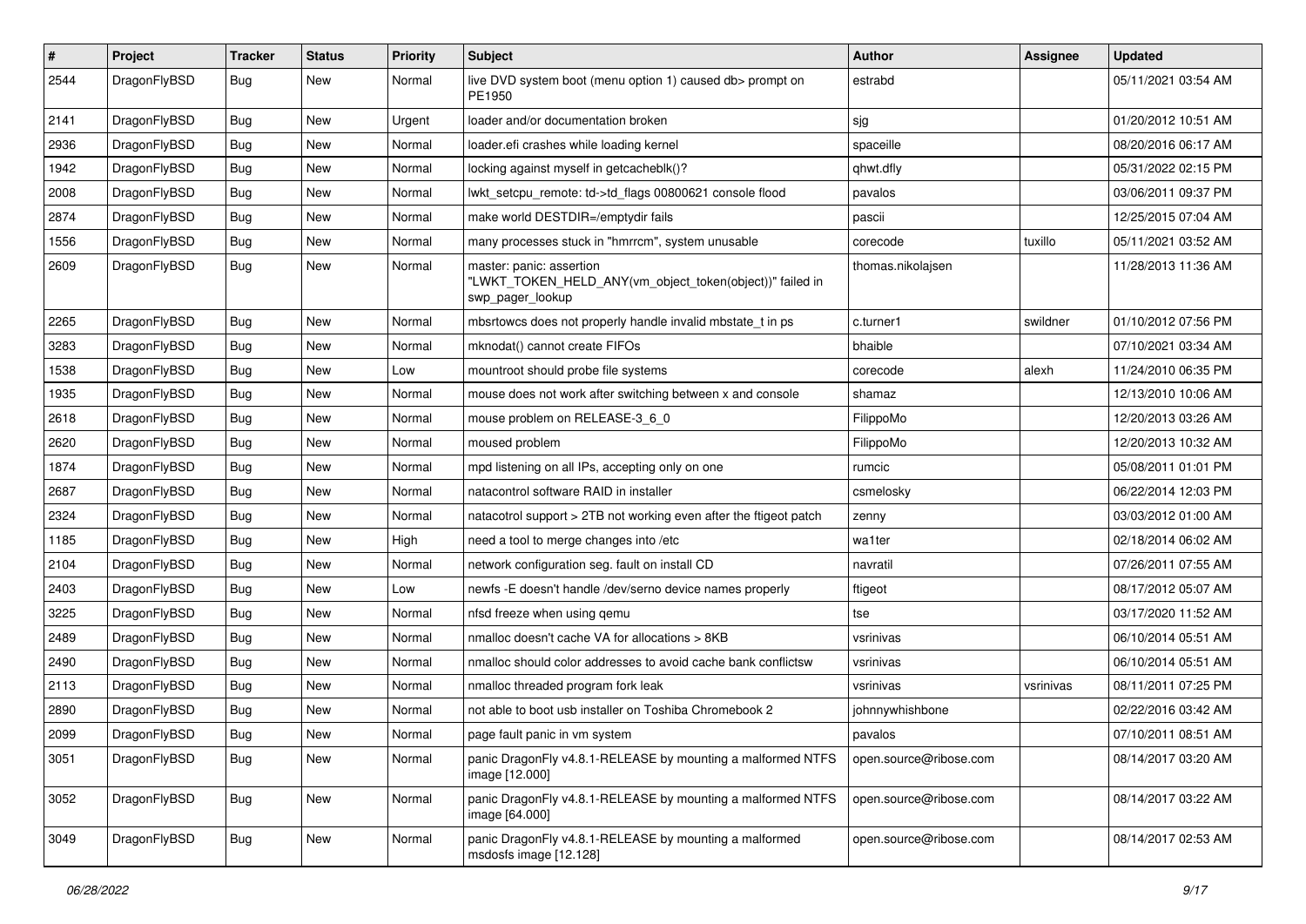| # | Project | Tracker | Status | Priority | Subject | Author | Assignee | Updated |
|---|---|---|---|---|---|---|---|---|
| 2544 | DragonFlyBSD | Bug | New | Normal | live DVD system boot (menu option 1) caused db> prompt on PE1950 | estrabd | | 05/11/2021 03:54 AM |
| 2141 | DragonFlyBSD | Bug | New | Urgent | loader and/or documentation broken | sjg | | 01/20/2012 10:51 AM |
| 2936 | DragonFlyBSD | Bug | New | Normal | loader.efi crashes while loading kernel | spaceille | | 08/20/2016 06:17 AM |
| 1942 | DragonFlyBSD | Bug | New | Normal | locking against myself in getcacheblk()? | qhwt.dfly | | 05/31/2022 02:15 PM |
| 2008 | DragonFlyBSD | Bug | New | Normal | lwkt_setcpu_remote: td->td_flags 00800621 console flood | pavalos | | 03/06/2011 09:37 PM |
| 2874 | DragonFlyBSD | Bug | New | Normal | make world DESTDIR=/emptydir fails | pascii | | 12/25/2015 07:04 AM |
| 1556 | DragonFlyBSD | Bug | New | Normal | many processes stuck in "hmrrcm", system unusable | corecode | tuxillo | 05/11/2021 03:52 AM |
| 2609 | DragonFlyBSD | Bug | New | Normal | master: panic: assertion "LWKT_TOKEN_HELD_ANY(vm_object_token(object))" failed in swp_pager_lookup | thomas.nikolajsen | | 11/28/2013 11:36 AM |
| 2265 | DragonFlyBSD | Bug | New | Normal | mbsrtowcs does not properly handle invalid mbstate_t in ps | c.turner1 | swildner | 01/10/2012 07:56 PM |
| 3283 | DragonFlyBSD | Bug | New | Normal | mknodat() cannot create FIFOs | bhaible | | 07/10/2021 03:34 AM |
| 1538 | DragonFlyBSD | Bug | New | Low | mountroot should probe file systems | corecode | alexh | 11/24/2010 06:35 PM |
| 1935 | DragonFlyBSD | Bug | New | Normal | mouse does not work after switching between x and console | shamaz | | 12/13/2010 10:06 AM |
| 2618 | DragonFlyBSD | Bug | New | Normal | mouse problem on RELEASE-3_6_0 | FilippoMo | | 12/20/2013 03:26 AM |
| 2620 | DragonFlyBSD | Bug | New | Normal | moused problem | FilippoMo | | 12/20/2013 10:32 AM |
| 1874 | DragonFlyBSD | Bug | New | Normal | mpd listening on all IPs, accepting only on one | rumcic | | 05/08/2011 01:01 PM |
| 2687 | DragonFlyBSD | Bug | New | Normal | natacontrol software RAID in installer | csmelosky | | 06/22/2014 12:03 PM |
| 2324 | DragonFlyBSD | Bug | New | Normal | natacotrol support > 2TB not working even after the ftigeot patch | zenny | | 03/03/2012 01:00 AM |
| 1185 | DragonFlyBSD | Bug | New | High | need a tool to merge changes into /etc | wa1ter | | 02/18/2014 06:02 AM |
| 2104 | DragonFlyBSD | Bug | New | Normal | network configuration seg. fault on install CD | navratil | | 07/26/2011 07:55 AM |
| 2403 | DragonFlyBSD | Bug | New | Low | newfs -E doesn't handle /dev/serno device names properly | ftigeot | | 08/17/2012 05:07 AM |
| 3225 | DragonFlyBSD | Bug | New | Normal | nfsd freeze when using qemu | tse | | 03/17/2020 11:52 AM |
| 2489 | DragonFlyBSD | Bug | New | Normal | nmalloc doesn't cache VA for allocations > 8KB | vsrinivas | | 06/10/2014 05:51 AM |
| 2490 | DragonFlyBSD | Bug | New | Normal | nmalloc should color addresses to avoid cache bank conflictsw | vsrinivas | | 06/10/2014 05:51 AM |
| 2113 | DragonFlyBSD | Bug | New | Normal | nmalloc threaded program fork leak | vsrinivas | vsrinivas | 08/11/2011 07:25 PM |
| 2890 | DragonFlyBSD | Bug | New | Normal | not able to boot usb installer on Toshiba Chromebook 2 | johnnywhishbone | | 02/22/2016 03:42 AM |
| 2099 | DragonFlyBSD | Bug | New | Normal | page fault panic in vm system | pavalos | | 07/10/2011 08:51 AM |
| 3051 | DragonFlyBSD | Bug | New | Normal | panic DragonFly v4.8.1-RELEASE by mounting a malformed NTFS image [12.000] | open.source@ribose.com | | 08/14/2017 03:20 AM |
| 3052 | DragonFlyBSD | Bug | New | Normal | panic DragonFly v4.8.1-RELEASE by mounting a malformed NTFS image [64.000] | open.source@ribose.com | | 08/14/2017 03:22 AM |
| 3049 | DragonFlyBSD | Bug | New | Normal | panic DragonFly v4.8.1-RELEASE by mounting a malformed msdosfs image [12.128] | open.source@ribose.com | | 08/14/2017 02:53 AM |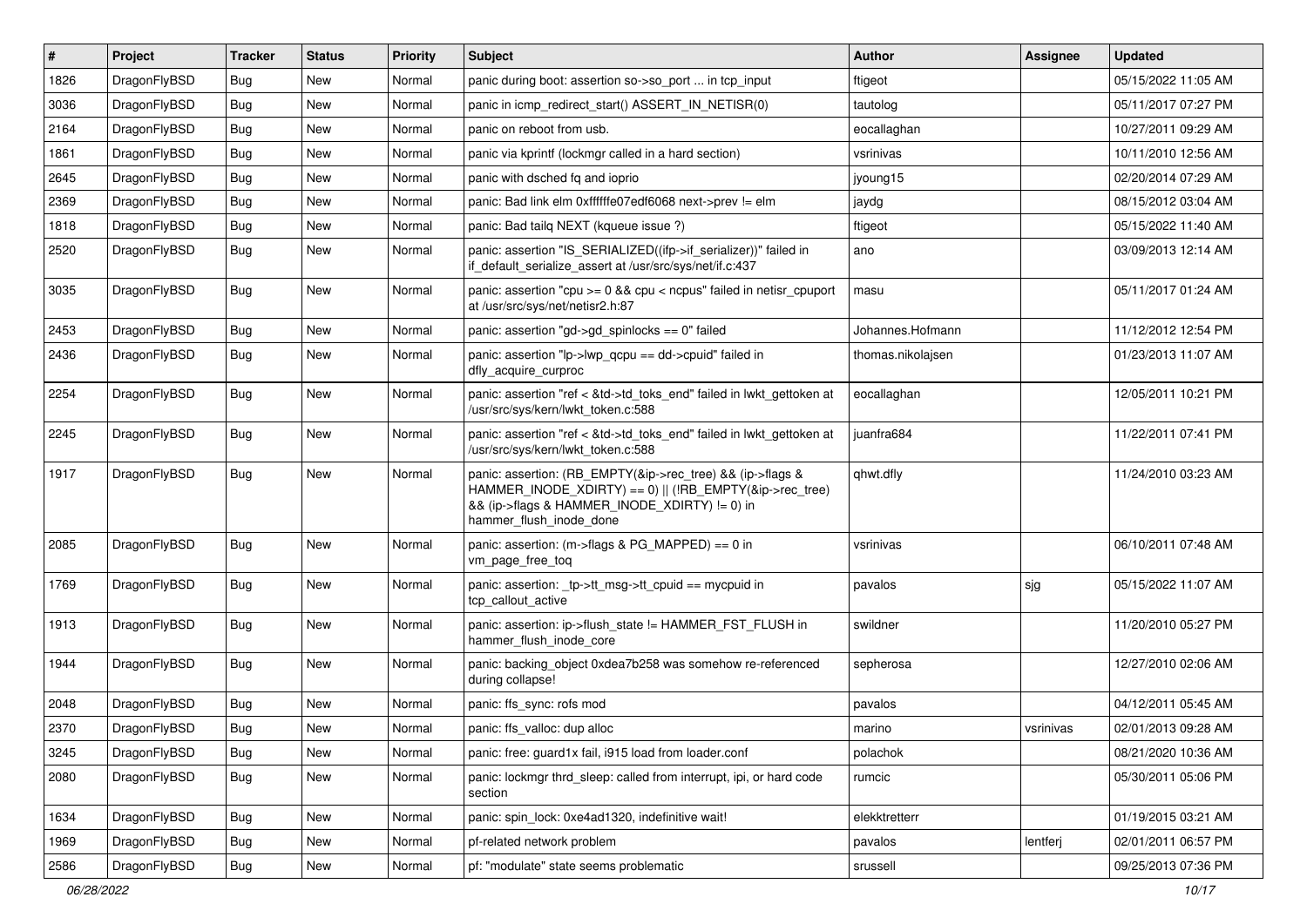| # | Project | Tracker | Status | Priority | Subject | Author | Assignee | Updated |
|---|---|---|---|---|---|---|---|---|
| 1826 | DragonFlyBSD | Bug | New | Normal | panic during boot: assertion so->so_port ... in tcp_input | ftigeot | | 05/15/2022 11:05 AM |
| 3036 | DragonFlyBSD | Bug | New | Normal | panic in icmp_redirect_start() ASSERT_IN_NETISR(0) | tautolog | | 05/11/2017 07:27 PM |
| 2164 | DragonFlyBSD | Bug | New | Normal | panic on reboot from usb. | eocallaghan | | 10/27/2011 09:29 AM |
| 1861 | DragonFlyBSD | Bug | New | Normal | panic via kprintf (lockmgr called in a hard section) | vsrinivas | | 10/11/2010 12:56 AM |
| 2645 | DragonFlyBSD | Bug | New | Normal | panic with dsched fq and ioprio | jyoung15 | | 02/20/2014 07:29 AM |
| 2369 | DragonFlyBSD | Bug | New | Normal | panic: Bad link elm 0xffffffe07edf6068 next->prev != elm | jaydg | | 08/15/2012 03:04 AM |
| 1818 | DragonFlyBSD | Bug | New | Normal | panic: Bad tailq NEXT (kqueue issue ?) | ftigeot | | 05/15/2022 11:40 AM |
| 2520 | DragonFlyBSD | Bug | New | Normal | panic: assertion "IS_SERIALIZED((ifp->if_serializer))" failed in if_default_serialize_assert at /usr/src/sys/net/if.c:437 | ano | | 03/09/2013 12:14 AM |
| 3035 | DragonFlyBSD | Bug | New | Normal | panic: assertion "cpu >= 0 && cpu < ncpus" failed in netisr_cpuport at /usr/src/sys/net/netisr2.h:87 | masu | | 05/11/2017 01:24 AM |
| 2453 | DragonFlyBSD | Bug | New | Normal | panic: assertion "gd->gd_spinlocks == 0" failed | Johannes.Hofmann | | 11/12/2012 12:54 PM |
| 2436 | DragonFlyBSD | Bug | New | Normal | panic: assertion "lp->lwp_qcpu == dd->cpuid" failed in dfly_acquire_curproc | thomas.nikolajsen | | 01/23/2013 11:07 AM |
| 2254 | DragonFlyBSD | Bug | New | Normal | panic: assertion "ref < &td->td_toks_end" failed in lwkt_gettoken at /usr/src/sys/kern/lwkt_token.c:588 | eocallaghan | | 12/05/2011 10:21 PM |
| 2245 | DragonFlyBSD | Bug | New | Normal | panic: assertion "ref < &td->td_toks_end" failed in lwkt_gettoken at /usr/src/sys/kern/lwkt_token.c:588 | juanfra684 | | 11/22/2011 07:41 PM |
| 1917 | DragonFlyBSD | Bug | New | Normal | panic: assertion: (RB_EMPTY(&ip->rec_tree) && (ip->flags & HAMMER_INODE_XDIRTY) == 0) \|\| (!RB_EMPTY(&ip->rec_tree) && (ip->flags & HAMMER_INODE_XDIRTY) != 0) in hammer_flush_inode_done | qhwt.dfly | | 11/24/2010 03:23 AM |
| 2085 | DragonFlyBSD | Bug | New | Normal | panic: assertion: (m->flags & PG_MAPPED) == 0 in vm_page_free_toq | vsrinivas | | 06/10/2011 07:48 AM |
| 1769 | DragonFlyBSD | Bug | New | Normal | panic: assertion: _tp->tt_msg->tt_cpuid == mycpuid in tcp_callout_active | pavalos | sjg | 05/15/2022 11:07 AM |
| 1913 | DragonFlyBSD | Bug | New | Normal | panic: assertion: ip->flush_state != HAMMER_FST_FLUSH in hammer_flush_inode_core | swildner | | 11/20/2010 05:27 PM |
| 1944 | DragonFlyBSD | Bug | New | Normal | panic: backing_object 0xdea7b258 was somehow re-referenced during collapse! | sepherosa | | 12/27/2010 02:06 AM |
| 2048 | DragonFlyBSD | Bug | New | Normal | panic: ffs_sync: rofs mod | pavalos | | 04/12/2011 05:45 AM |
| 2370 | DragonFlyBSD | Bug | New | Normal | panic: ffs_valloc: dup alloc | marino | vsrinivas | 02/01/2013 09:28 AM |
| 3245 | DragonFlyBSD | Bug | New | Normal | panic: free: guard1x fail, i915 load from loader.conf | polachok | | 08/21/2020 10:36 AM |
| 2080 | DragonFlyBSD | Bug | New | Normal | panic: lockmgr thrd_sleep: called from interrupt, ipi, or hard code section | rumcic | | 05/30/2011 05:06 PM |
| 1634 | DragonFlyBSD | Bug | New | Normal | panic: spin_lock: 0xe4ad1320, indefinitive wait! | elekktretterr | | 01/19/2015 03:21 AM |
| 1969 | DragonFlyBSD | Bug | New | Normal | pf-related network problem | pavalos | lentferj | 02/01/2011 06:57 PM |
| 2586 | DragonFlyBSD | Bug | New | Normal | pf: "modulate" state seems problematic | srussell | | 09/25/2013 07:36 PM |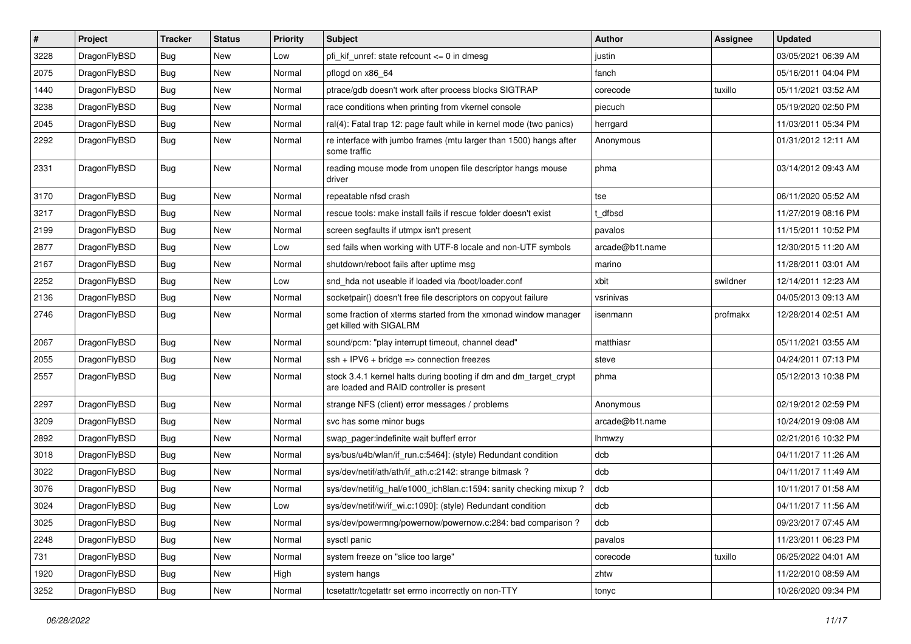| # | Project | Tracker | Status | Priority | Subject | Author | Assignee | Updated |
|---|---|---|---|---|---|---|---|---|
| 3228 | DragonFlyBSD | Bug | New | Low | pfi_kif_unref: state refcount <= 0 in dmesg | justin | | 03/05/2021 06:39 AM |
| 2075 | DragonFlyBSD | Bug | New | Normal | pflogd on x86_64 | fanch | | 05/16/2011 04:04 PM |
| 1440 | DragonFlyBSD | Bug | New | Normal | ptrace/gdb doesn't work after process blocks SIGTRAP | corecode | tuxillo | 05/11/2021 03:52 AM |
| 3238 | DragonFlyBSD | Bug | New | Normal | race conditions when printing from vkernel console | piecuch | | 05/19/2020 02:50 PM |
| 2045 | DragonFlyBSD | Bug | New | Normal | ral(4): Fatal trap 12: page fault while in kernel mode (two panics) | herrgard | | 11/03/2011 05:34 PM |
| 2292 | DragonFlyBSD | Bug | New | Normal | re interface with jumbo frames (mtu larger than 1500) hangs after some traffic | Anonymous | | 01/31/2012 12:11 AM |
| 2331 | DragonFlyBSD | Bug | New | Normal | reading mouse mode from unopen file descriptor hangs mouse driver | phma | | 03/14/2012 09:43 AM |
| 3170 | DragonFlyBSD | Bug | New | Normal | repeatable nfsd crash | tse | | 06/11/2020 05:52 AM |
| 3217 | DragonFlyBSD | Bug | New | Normal | rescue tools: make install fails if rescue folder doesn't exist | t_dfbsd | | 11/27/2019 08:16 PM |
| 2199 | DragonFlyBSD | Bug | New | Normal | screen segfaults if utmpx isn't present | pavalos | | 11/15/2011 10:52 PM |
| 2877 | DragonFlyBSD | Bug | New | Low | sed fails when working with UTF-8 locale and non-UTF symbols | arcade@b1t.name | | 12/30/2015 11:20 AM |
| 2167 | DragonFlyBSD | Bug | New | Normal | shutdown/reboot fails after uptime msg | marino | | 11/28/2011 03:01 AM |
| 2252 | DragonFlyBSD | Bug | New | Low | snd_hda not useable if loaded via /boot/loader.conf | xbit | swildner | 12/14/2011 12:23 AM |
| 2136 | DragonFlyBSD | Bug | New | Normal | socketpair() doesn't free file descriptors on copyout failure | vsrinivas | | 04/05/2013 09:13 AM |
| 2746 | DragonFlyBSD | Bug | New | Normal | some fraction of xterms started from the xmonad window manager get killed with SIGALRM | isenmann | profmakx | 12/28/2014 02:51 AM |
| 2067 | DragonFlyBSD | Bug | New | Normal | sound/pcm: "play interrupt timeout, channel dead" | matthiasr | | 05/11/2021 03:55 AM |
| 2055 | DragonFlyBSD | Bug | New | Normal | ssh + IPV6 + bridge => connection freezes | steve | | 04/24/2011 07:13 PM |
| 2557 | DragonFlyBSD | Bug | New | Normal | stock 3.4.1 kernel halts during booting if dm and dm_target_crypt are loaded and RAID controller is present | phma | | 05/12/2013 10:38 PM |
| 2297 | DragonFlyBSD | Bug | New | Normal | strange NFS (client) error messages / problems | Anonymous | | 02/19/2012 02:59 PM |
| 3209 | DragonFlyBSD | Bug | New | Normal | svc has some minor bugs | arcade@b1t.name | | 10/24/2019 09:08 AM |
| 2892 | DragonFlyBSD | Bug | New | Normal | swap_pager:indefinite wait bufferf error | lhmwzy | | 02/21/2016 10:32 PM |
| 3018 | DragonFlyBSD | Bug | New | Normal | sys/bus/u4b/wlan/if_run.c:5464]: (style) Redundant condition | dcb | | 04/11/2017 11:26 AM |
| 3022 | DragonFlyBSD | Bug | New | Normal | sys/dev/netif/ath/ath/if_ath.c:2142: strange bitmask ? | dcb | | 04/11/2017 11:49 AM |
| 3076 | DragonFlyBSD | Bug | New | Normal | sys/dev/netif/ig_hal/e1000_ich8lan.c:1594: sanity checking mixup ? | dcb | | 10/11/2017 01:58 AM |
| 3024 | DragonFlyBSD | Bug | New | Low | sys/dev/netif/wi/if_wi.c:1090]: (style) Redundant condition | dcb | | 04/11/2017 11:56 AM |
| 3025 | DragonFlyBSD | Bug | New | Normal | sys/dev/powermng/powernow/powernow.c:284: bad comparison ? | dcb | | 09/23/2017 07:45 AM |
| 2248 | DragonFlyBSD | Bug | New | Normal | sysctl panic | pavalos | | 11/23/2011 06:23 PM |
| 731 | DragonFlyBSD | Bug | New | Normal | system freeze on "slice too large" | corecode | tuxillo | 06/25/2022 04:01 AM |
| 1920 | DragonFlyBSD | Bug | New | High | system hangs | zhtw | | 11/22/2010 08:59 AM |
| 3252 | DragonFlyBSD | Bug | New | Normal | tcsetattr/tcgetattr set errno incorrectly on non-TTY | tonyc | | 10/26/2020 09:34 PM |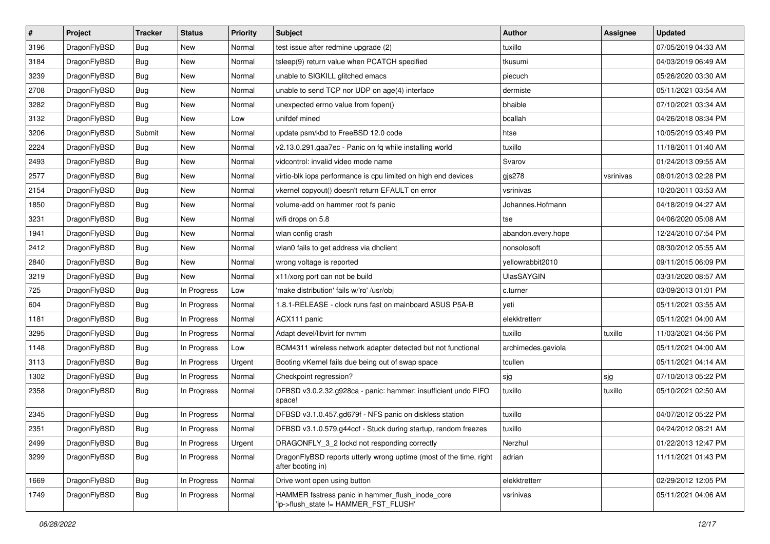| # | Project | Tracker | Status | Priority | Subject | Author | Assignee | Updated |
|---|---|---|---|---|---|---|---|---|
| 3196 | DragonFlyBSD | Bug | New | Normal | test issue after redmine upgrade (2) | tuxillo | | 07/05/2019 04:33 AM |
| 3184 | DragonFlyBSD | Bug | New | Normal | tsleep(9) return value when PCATCH specified | tkusumi | | 04/03/2019 06:49 AM |
| 3239 | DragonFlyBSD | Bug | New | Normal | unable to SIGKILL glitched emacs | piecuch | | 05/26/2020 03:30 AM |
| 2708 | DragonFlyBSD | Bug | New | Normal | unable to send TCP nor UDP on age(4) interface | dermiste | | 05/11/2021 03:54 AM |
| 3282 | DragonFlyBSD | Bug | New | Normal | unexpected errno value from fopen() | bhaible | | 07/10/2021 03:34 AM |
| 3132 | DragonFlyBSD | Bug | New | Low | unifdef mined | bcallah | | 04/26/2018 08:34 PM |
| 3206 | DragonFlyBSD | Submit | New | Normal | update psm/kbd to FreeBSD 12.0 code | htse | | 10/05/2019 03:49 PM |
| 2224 | DragonFlyBSD | Bug | New | Normal | v2.13.0.291.gaa7ec - Panic on fq while installing world | tuxillo | | 11/18/2011 01:40 AM |
| 2493 | DragonFlyBSD | Bug | New | Normal | vidcontrol: invalid video mode name | Svarov | | 01/24/2013 09:55 AM |
| 2577 | DragonFlyBSD | Bug | New | Normal | virtio-blk iops performance is cpu limited on high end devices | gjs278 | vsrinivas | 08/01/2013 02:28 PM |
| 2154 | DragonFlyBSD | Bug | New | Normal | vkernel copyout() doesn't return EFAULT on error | vsrinivas | | 10/20/2011 03:53 AM |
| 1850 | DragonFlyBSD | Bug | New | Normal | volume-add on hammer root fs panic | Johannes.Hofmann | | 04/18/2019 04:27 AM |
| 3231 | DragonFlyBSD | Bug | New | Normal | wifi drops on 5.8 | tse | | 04/06/2020 05:08 AM |
| 1941 | DragonFlyBSD | Bug | New | Normal | wlan config crash | abandon.every.hope | | 12/24/2010 07:54 PM |
| 2412 | DragonFlyBSD | Bug | New | Normal | wlan0 fails to get address via dhclient | nonsolosoft | | 08/30/2012 05:55 AM |
| 2840 | DragonFlyBSD | Bug | New | Normal | wrong voltage is reported | yellowrabbit2010 | | 09/11/2015 06:09 PM |
| 3219 | DragonFlyBSD | Bug | New | Normal | x11/xorg port can not be build | UlasSAYGIN | | 03/31/2020 08:57 AM |
| 725 | DragonFlyBSD | Bug | In Progress | Low | 'make distribution' fails w/'ro' /usr/obj | c.turner | | 03/09/2013 01:01 PM |
| 604 | DragonFlyBSD | Bug | In Progress | Normal | 1.8.1-RELEASE - clock runs fast on mainboard ASUS P5A-B | yeti | | 05/11/2021 03:55 AM |
| 1181 | DragonFlyBSD | Bug | In Progress | Normal | ACX111 panic | elekktretterr | | 05/11/2021 04:00 AM |
| 3295 | DragonFlyBSD | Bug | In Progress | Normal | Adapt devel/libvirt for nvmm | tuxillo | tuxillo | 11/03/2021 04:56 PM |
| 1148 | DragonFlyBSD | Bug | In Progress | Low | BCM4311 wireless network adapter detected but not functional | archimedes.gaviola | | 05/11/2021 04:00 AM |
| 3113 | DragonFlyBSD | Bug | In Progress | Urgent | Booting vKernel fails due being out of swap space | tcullen | | 05/11/2021 04:14 AM |
| 1302 | DragonFlyBSD | Bug | In Progress | Normal | Checkpoint regression? | sjg | sjg | 07/10/2013 05:22 PM |
| 2358 | DragonFlyBSD | Bug | In Progress | Normal | DFBSD v3.0.2.32.g928ca - panic: hammer: insufficient undo FIFO space! | tuxillo | tuxillo | 05/10/2021 02:50 AM |
| 2345 | DragonFlyBSD | Bug | In Progress | Normal | DFBSD v3.1.0.457.gd679f - NFS panic on diskless station | tuxillo | | 04/07/2012 05:22 PM |
| 2351 | DragonFlyBSD | Bug | In Progress | Normal | DFBSD v3.1.0.579.g44ccf - Stuck during startup, random freezes | tuxillo | | 04/24/2012 08:21 AM |
| 2499 | DragonFlyBSD | Bug | In Progress | Urgent | DRAGONFLY_3_2 lockd not responding correctly | Nerzhul | | 01/22/2013 12:47 PM |
| 3299 | DragonFlyBSD | Bug | In Progress | Normal | DragonFlyBSD reports utterly wrong uptime (most of the time, right after booting in) | adrian | | 11/11/2021 01:43 PM |
| 1669 | DragonFlyBSD | Bug | In Progress | Normal | Drive wont open using button | elekktretterr | | 02/29/2012 12:05 PM |
| 1749 | DragonFlyBSD | Bug | In Progress | Normal | HAMMER fsstress panic in hammer_flush_inode_core 'ip->flush_state != HAMMER_FST_FLUSH' | vsrinivas | | 05/11/2021 04:06 AM |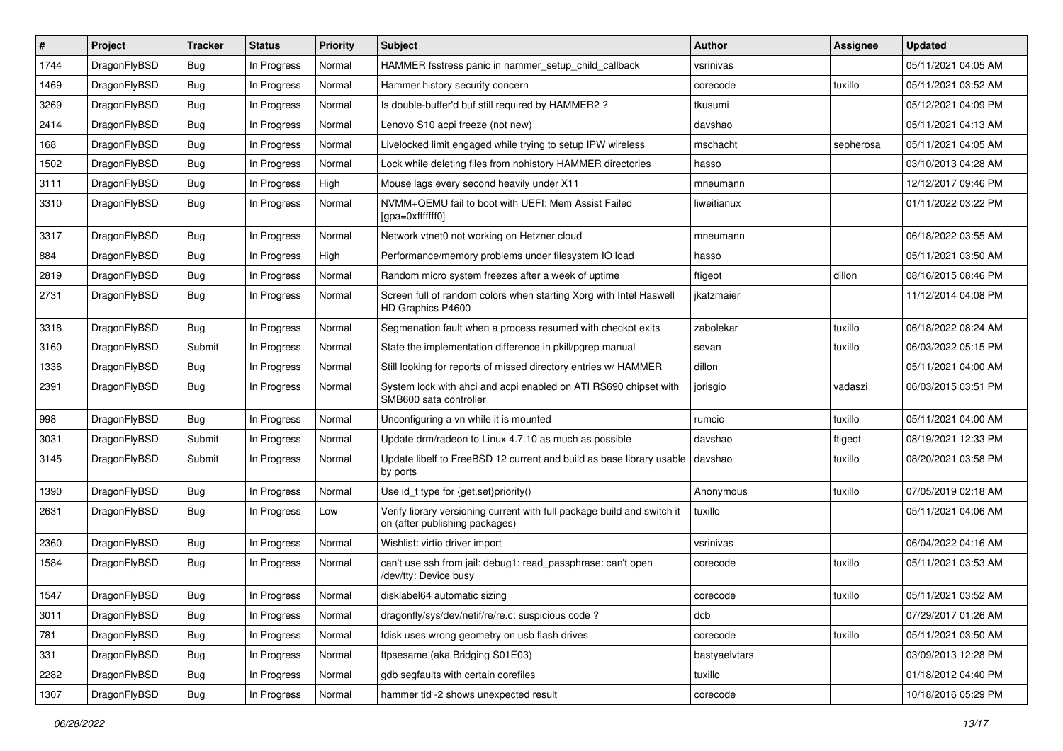| # | Project | Tracker | Status | Priority | Subject | Author | Assignee | Updated |
|---|---|---|---|---|---|---|---|---|
| 1744 | DragonFlyBSD | Bug | In Progress | Normal | HAMMER fsstress panic in hammer_setup_child_callback | vsrinivas | | 05/11/2021 04:05 AM |
| 1469 | DragonFlyBSD | Bug | In Progress | Normal | Hammer history security concern | corecode | tuxillo | 05/11/2021 03:52 AM |
| 3269 | DragonFlyBSD | Bug | In Progress | Normal | Is double-buffer'd buf still required by HAMMER2 ? | tkusumi | | 05/12/2021 04:09 PM |
| 2414 | DragonFlyBSD | Bug | In Progress | Normal | Lenovo S10 acpi freeze (not new) | davshao | | 05/11/2021 04:13 AM |
| 168 | DragonFlyBSD | Bug | In Progress | Normal | Livelocked limit engaged while trying to setup IPW wireless | mschacht | sepherosa | 05/11/2021 04:05 AM |
| 1502 | DragonFlyBSD | Bug | In Progress | Normal | Lock while deleting files from nohistory HAMMER directories | hasso | | 03/10/2013 04:28 AM |
| 3111 | DragonFlyBSD | Bug | In Progress | High | Mouse lags every second heavily under X11 | mneumann | | 12/12/2017 09:46 PM |
| 3310 | DragonFlyBSD | Bug | In Progress | Normal | NVMM+QEMU fail to boot with UEFI: Mem Assist Failed [gpa=0xfffffff0] | liweitianux | | 01/11/2022 03:22 PM |
| 3317 | DragonFlyBSD | Bug | In Progress | Normal | Network vtnet0 not working on Hetzner cloud | mneumann | | 06/18/2022 03:55 AM |
| 884 | DragonFlyBSD | Bug | In Progress | High | Performance/memory problems under filesystem IO load | hasso | | 05/11/2021 03:50 AM |
| 2819 | DragonFlyBSD | Bug | In Progress | Normal | Random micro system freezes after a week of uptime | ftigeot | dillon | 08/16/2015 08:46 PM |
| 2731 | DragonFlyBSD | Bug | In Progress | Normal | Screen full of random colors when starting Xorg with Intel Haswell HD Graphics P4600 | jkatzmaier | | 11/12/2014 04:08 PM |
| 3318 | DragonFlyBSD | Bug | In Progress | Normal | Segmenation fault when a process resumed with checkpt exits | zabolekar | tuxillo | 06/18/2022 08:24 AM |
| 3160 | DragonFlyBSD | Submit | In Progress | Normal | State the implementation difference in pkill/pgrep manual | sevan | tuxillo | 06/03/2022 05:15 PM |
| 1336 | DragonFlyBSD | Bug | In Progress | Normal | Still looking for reports of missed directory entries w/ HAMMER | dillon | | 05/11/2021 04:00 AM |
| 2391 | DragonFlyBSD | Bug | In Progress | Normal | System lock with ahci and acpi enabled on ATI RS690 chipset with SMB600 sata controller | jorisgio | vadaszi | 06/03/2015 03:51 PM |
| 998 | DragonFlyBSD | Bug | In Progress | Normal | Unconfiguring a vn while it is mounted | rumcic | tuxillo | 05/11/2021 04:00 AM |
| 3031 | DragonFlyBSD | Submit | In Progress | Normal | Update drm/radeon to Linux 4.7.10 as much as possible | davshao | ftigeot | 08/19/2021 12:33 PM |
| 3145 | DragonFlyBSD | Submit | In Progress | Normal | Update libelf to FreeBSD 12 current and build as base library usable by ports | davshao | tuxillo | 08/20/2021 03:58 PM |
| 1390 | DragonFlyBSD | Bug | In Progress | Normal | Use id_t type for {get,set}priority() | Anonymous | tuxillo | 07/05/2019 02:18 AM |
| 2631 | DragonFlyBSD | Bug | In Progress | Low | Verify library versioning current with full package build and switch it on (after publishing packages) | tuxillo | | 05/11/2021 04:06 AM |
| 2360 | DragonFlyBSD | Bug | In Progress | Normal | Wishlist: virtio driver import | vsrinivas | | 06/04/2022 04:16 AM |
| 1584 | DragonFlyBSD | Bug | In Progress | Normal | can't use ssh from jail: debug1: read_passphrase: can't open /dev/tty: Device busy | corecode | tuxillo | 05/11/2021 03:53 AM |
| 1547 | DragonFlyBSD | Bug | In Progress | Normal | disklabel64 automatic sizing | corecode | tuxillo | 05/11/2021 03:52 AM |
| 3011 | DragonFlyBSD | Bug | In Progress | Normal | dragonfly/sys/dev/netif/re/re.c: suspicious code ? | dcb | | 07/29/2017 01:26 AM |
| 781 | DragonFlyBSD | Bug | In Progress | Normal | fdisk uses wrong geometry on usb flash drives | corecode | tuxillo | 05/11/2021 03:50 AM |
| 331 | DragonFlyBSD | Bug | In Progress | Normal | ftpsesame (aka Bridging S01E03) | bastyaelvtars | | 03/09/2013 12:28 PM |
| 2282 | DragonFlyBSD | Bug | In Progress | Normal | gdb segfaults with certain corefiles | tuxillo | | 01/18/2012 04:40 PM |
| 1307 | DragonFlyBSD | Bug | In Progress | Normal | hammer tid -2 shows unexpected result | corecode | | 10/18/2016 05:29 PM |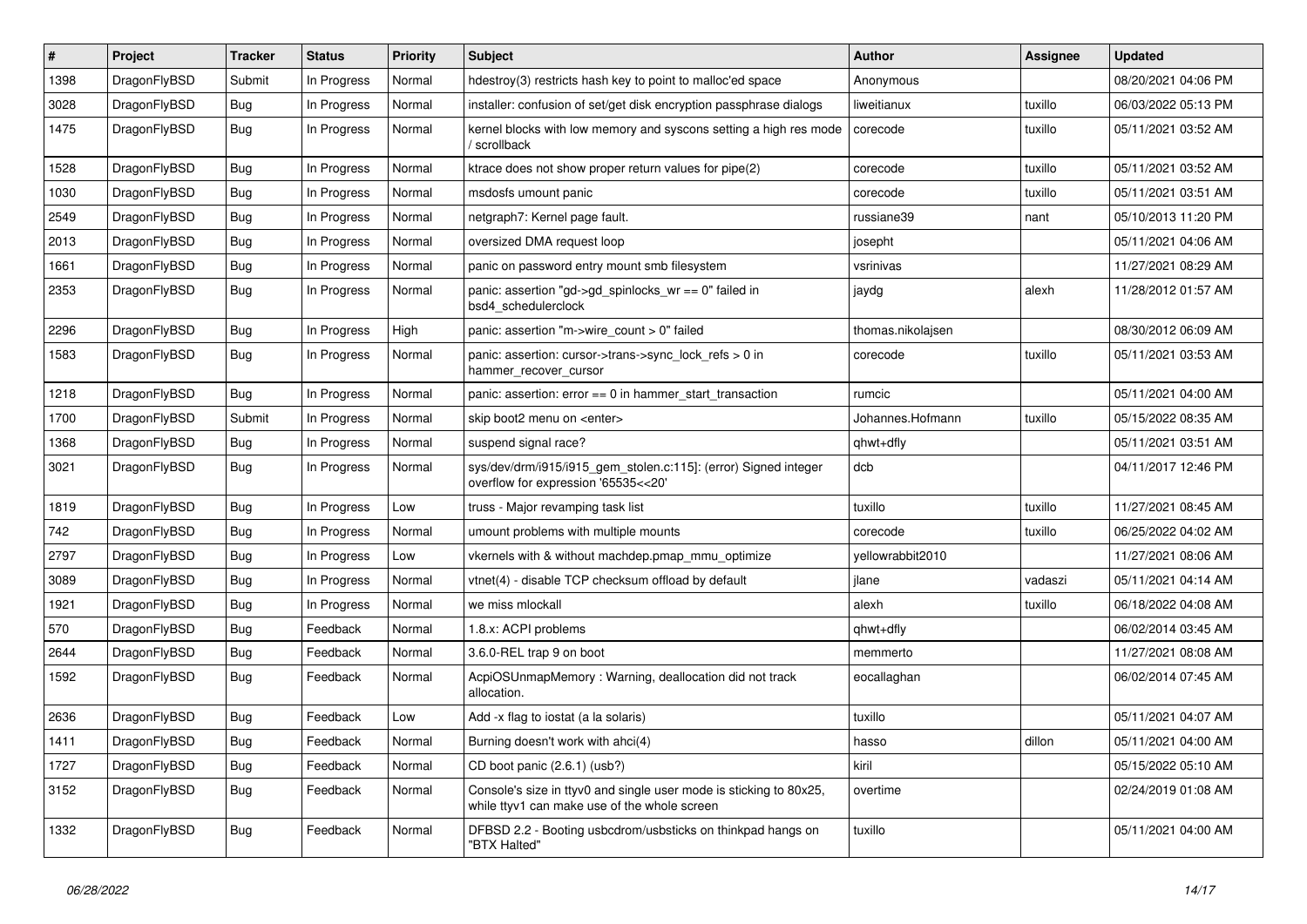| # | Project | Tracker | Status | Priority | Subject | Author | Assignee | Updated |
|---|---|---|---|---|---|---|---|---|
| 1398 | DragonFlyBSD | Submit | In Progress | Normal | hdestroy(3) restricts hash key to point to malloc'ed space | Anonymous | | 08/20/2021 04:06 PM |
| 3028 | DragonFlyBSD | Bug | In Progress | Normal | installer: confusion of set/get disk encryption passphrase dialogs | liweitianux | tuxillo | 06/03/2022 05:13 PM |
| 1475 | DragonFlyBSD | Bug | In Progress | Normal | kernel blocks with low memory and syscons setting a high res mode / scrollback | corecode | tuxillo | 05/11/2021 03:52 AM |
| 1528 | DragonFlyBSD | Bug | In Progress | Normal | ktrace does not show proper return values for pipe(2) | corecode | tuxillo | 05/11/2021 03:52 AM |
| 1030 | DragonFlyBSD | Bug | In Progress | Normal | msdosfs umount panic | corecode | tuxillo | 05/11/2021 03:51 AM |
| 2549 | DragonFlyBSD | Bug | In Progress | Normal | netgraph7: Kernel page fault. | russiane39 | nant | 05/10/2013 11:20 PM |
| 2013 | DragonFlyBSD | Bug | In Progress | Normal | oversized DMA request loop | josepht | | 05/11/2021 04:06 AM |
| 1661 | DragonFlyBSD | Bug | In Progress | Normal | panic on password entry mount smb filesystem | vsrinivas | | 11/27/2021 08:29 AM |
| 2353 | DragonFlyBSD | Bug | In Progress | Normal | panic: assertion "gd->gd_spinlocks_wr == 0" failed in bsd4_schedulerclock | jaydg | alexh | 11/28/2012 01:57 AM |
| 2296 | DragonFlyBSD | Bug | In Progress | High | panic: assertion "m->wire_count > 0" failed | thomas.nikolajsen | | 08/30/2012 06:09 AM |
| 1583 | DragonFlyBSD | Bug | In Progress | Normal | panic: assertion: cursor->trans->sync_lock_refs > 0 in hammer_recover_cursor | corecode | tuxillo | 05/11/2021 03:53 AM |
| 1218 | DragonFlyBSD | Bug | In Progress | Normal | panic: assertion: error == 0 in hammer_start_transaction | rumcic | | 05/11/2021 04:00 AM |
| 1700 | DragonFlyBSD | Submit | In Progress | Normal | skip boot2 menu on <enter> | Johannes.Hofmann | tuxillo | 05/15/2022 08:35 AM |
| 1368 | DragonFlyBSD | Bug | In Progress | Normal | suspend signal race? | qhwt+dfly | | 05/11/2021 03:51 AM |
| 3021 | DragonFlyBSD | Bug | In Progress | Normal | sys/dev/drm/i915/i915_gem_stolen.c:115]: (error) Signed integer overflow for expression '65535<<20' | dcb | | 04/11/2017 12:46 PM |
| 1819 | DragonFlyBSD | Bug | In Progress | Low | truss - Major revamping task list | tuxillo | tuxillo | 11/27/2021 08:45 AM |
| 742 | DragonFlyBSD | Bug | In Progress | Normal | umount problems with multiple mounts | corecode | tuxillo | 06/25/2022 04:02 AM |
| 2797 | DragonFlyBSD | Bug | In Progress | Low | vkernels with & without machdep.pmap_mmu_optimize | yellowrabbit2010 | | 11/27/2021 08:06 AM |
| 3089 | DragonFlyBSD | Bug | In Progress | Normal | vtnet(4) - disable TCP checksum offload by default | jlane | vadaszi | 05/11/2021 04:14 AM |
| 1921 | DragonFlyBSD | Bug | In Progress | Normal | we miss mlockall | alexh | tuxillo | 06/18/2022 04:08 AM |
| 570 | DragonFlyBSD | Bug | Feedback | Normal | 1.8.x: ACPI problems | qhwt+dfly | | 06/02/2014 03:45 AM |
| 2644 | DragonFlyBSD | Bug | Feedback | Normal | 3.6.0-REL trap 9 on boot | memmerto | | 11/27/2021 08:08 AM |
| 1592 | DragonFlyBSD | Bug | Feedback | Normal | AcpiOSUnmapMemory : Warning, deallocation did not track allocation. | eocallaghan | | 06/02/2014 07:45 AM |
| 2636 | DragonFlyBSD | Bug | Feedback | Low | Add -x flag to iostat (a la solaris) | tuxillo | | 05/11/2021 04:07 AM |
| 1411 | DragonFlyBSD | Bug | Feedback | Normal | Burning doesn't work with ahci(4) | hasso | dillon | 05/11/2021 04:00 AM |
| 1727 | DragonFlyBSD | Bug | Feedback | Normal | CD boot panic (2.6.1) (usb?) | kiril | | 05/15/2022 05:10 AM |
| 3152 | DragonFlyBSD | Bug | Feedback | Normal | Console's size in ttyv0 and single user mode is sticking to 80x25, while ttyv1 can make use of the whole screen | overtime | | 02/24/2019 01:08 AM |
| 1332 | DragonFlyBSD | Bug | Feedback | Normal | DFBSD 2.2 - Booting usbcdrom/usbsticks on thinkpad hangs on "BTX Halted" | tuxillo | | 05/11/2021 04:00 AM |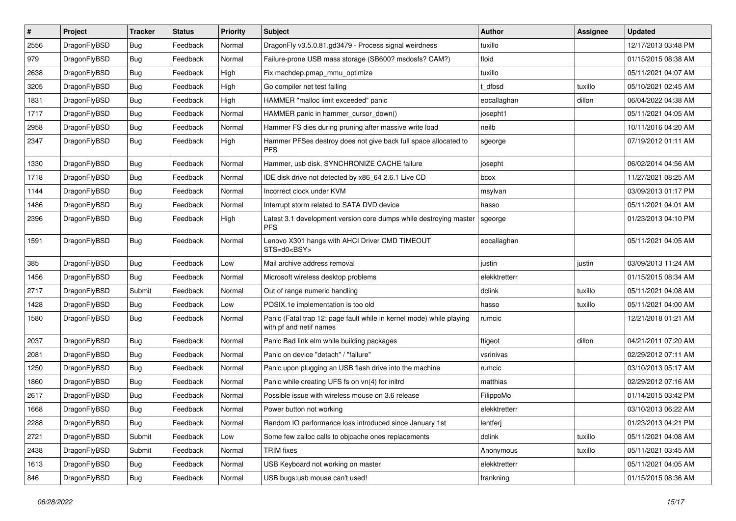| # | Project | Tracker | Status | Priority | Subject | Author | Assignee | Updated |
|---|---|---|---|---|---|---|---|---|
| 2556 | DragonFlyBSD | Bug | Feedback | Normal | DragonFly v3.5.0.81.gd3479 - Process signal weirdness | tuxillo | | 12/17/2013 03:48 PM |
| 979 | DragonFlyBSD | Bug | Feedback | Normal | Failure-prone USB mass storage (SB600? msdosfs? CAM?) | floid | | 01/15/2015 08:38 AM |
| 2638 | DragonFlyBSD | Bug | Feedback | High | Fix machdep.pmap_mmu_optimize | tuxillo | | 05/11/2021 04:07 AM |
| 3205 | DragonFlyBSD | Bug | Feedback | High | Go compiler net test failing | t_dfbsd | tuxillo | 05/10/2021 02:45 AM |
| 1831 | DragonFlyBSD | Bug | Feedback | High | HAMMER "malloc limit exceeded" panic | eocallaghan | dillon | 06/04/2022 04:38 AM |
| 1717 | DragonFlyBSD | Bug | Feedback | Normal | HAMMER panic in hammer_cursor_down() | josepht1 | | 05/11/2021 04:05 AM |
| 2958 | DragonFlyBSD | Bug | Feedback | Normal | Hammer FS dies during pruning after massive write load | neilb | | 10/11/2016 04:20 AM |
| 2347 | DragonFlyBSD | Bug | Feedback | High | Hammer PFSes destroy does not give back full space allocated to PFS | sgeorge | | 07/19/2012 01:11 AM |
| 1330 | DragonFlyBSD | Bug | Feedback | Normal | Hammer, usb disk, SYNCHRONIZE CACHE failure | josepht | | 06/02/2014 04:56 AM |
| 1718 | DragonFlyBSD | Bug | Feedback | Normal | IDE disk drive not detected by x86_64 2.6.1 Live CD | bcox | | 11/27/2021 08:25 AM |
| 1144 | DragonFlyBSD | Bug | Feedback | Normal | Incorrect clock under KVM | msylvan | | 03/09/2013 01:17 PM |
| 1486 | DragonFlyBSD | Bug | Feedback | Normal | Interrupt storm related to SATA DVD device | hasso | | 05/11/2021 04:01 AM |
| 2396 | DragonFlyBSD | Bug | Feedback | High | Latest 3.1 development version core dumps while destroying master PFS | sgeorge | | 01/23/2013 04:10 PM |
| 1591 | DragonFlyBSD | Bug | Feedback | Normal | Lenovo X301 hangs with AHCI Driver CMD TIMEOUT STS=d0<BSY> | eocallaghan | | 05/11/2021 04:05 AM |
| 385 | DragonFlyBSD | Bug | Feedback | Low | Mail archive address removal | justin | justin | 03/09/2013 11:24 AM |
| 1456 | DragonFlyBSD | Bug | Feedback | Normal | Microsoft wireless desktop problems | elekktretterr | | 01/15/2015 08:34 AM |
| 2717 | DragonFlyBSD | Submit | Feedback | Normal | Out of range numeric handling | dclink | tuxillo | 05/11/2021 04:08 AM |
| 1428 | DragonFlyBSD | Bug | Feedback | Low | POSIX.1e implementation is too old | hasso | tuxillo | 05/11/2021 04:00 AM |
| 1580 | DragonFlyBSD | Bug | Feedback | Normal | Panic (Fatal trap 12: page fault while in kernel mode) while playing with pf and netif names | rumcic | | 12/21/2018 01:21 AM |
| 2037 | DragonFlyBSD | Bug | Feedback | Normal | Panic Bad link elm while building packages | ftigeot | dillon | 04/21/2011 07:20 AM |
| 2081 | DragonFlyBSD | Bug | Feedback | Normal | Panic on device "detach" / "failure" | vsrinivas | | 02/29/2012 07:11 AM |
| 1250 | DragonFlyBSD | Bug | Feedback | Normal | Panic upon plugging an USB flash drive into the machine | rumcic | | 03/10/2013 05:17 AM |
| 1860 | DragonFlyBSD | Bug | Feedback | Normal | Panic while creating UFS fs on vn(4) for initrd | matthias | | 02/29/2012 07:16 AM |
| 2617 | DragonFlyBSD | Bug | Feedback | Normal | Possible issue with wireless mouse on 3.6 release | FilippoMo | | 01/14/2015 03:42 PM |
| 1668 | DragonFlyBSD | Bug | Feedback | Normal | Power button not working | elekktretterr | | 03/10/2013 06:22 AM |
| 2288 | DragonFlyBSD | Bug | Feedback | Normal | Random IO performance loss introduced since January 1st | lentferj | | 01/23/2013 04:21 PM |
| 2721 | DragonFlyBSD | Submit | Feedback | Low | Some few zalloc calls to objcache ones replacements | dclink | tuxillo | 05/11/2021 04:08 AM |
| 2438 | DragonFlyBSD | Submit | Feedback | Normal | TRIM fixes | Anonymous | tuxillo | 05/11/2021 03:45 AM |
| 1613 | DragonFlyBSD | Bug | Feedback | Normal | USB Keyboard not working on master | elekktretterr | | 05/11/2021 04:05 AM |
| 846 | DragonFlyBSD | Bug | Feedback | Normal | USB bugs:usb mouse can't used! | frankning | | 01/15/2015 08:36 AM |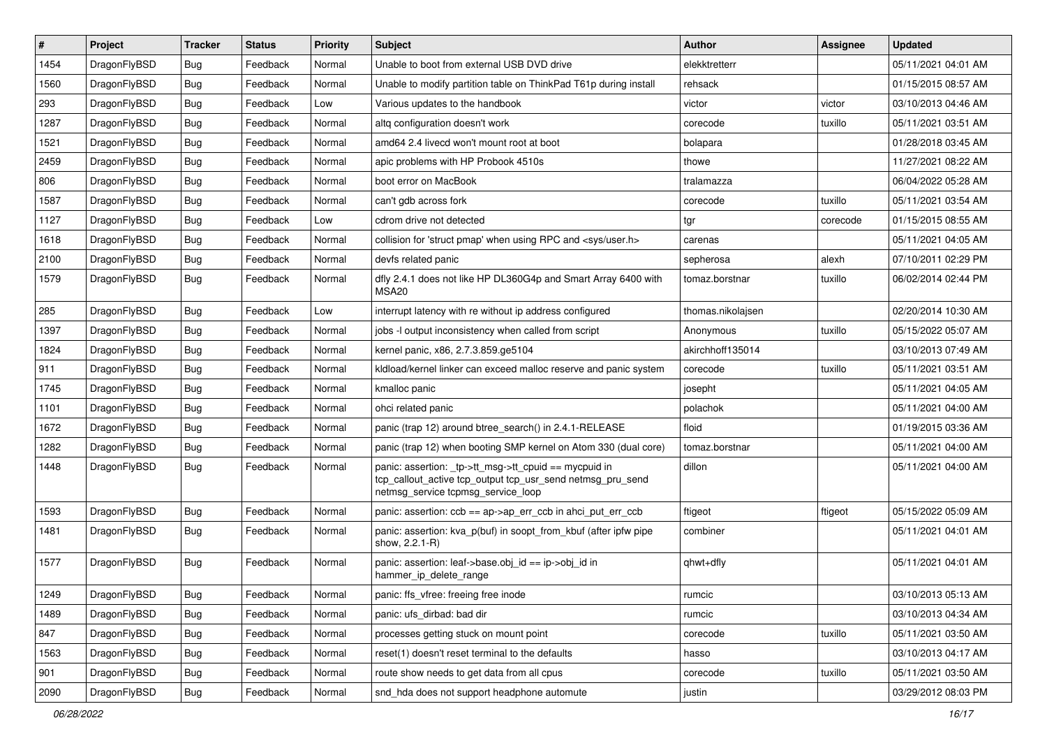| # | Project | Tracker | Status | Priority | Subject | Author | Assignee | Updated |
|---|---|---|---|---|---|---|---|---|
| 1454 | DragonFlyBSD | Bug | Feedback | Normal | Unable to boot from external USB DVD drive | elekktretterr | | 05/11/2021 04:01 AM |
| 1560 | DragonFlyBSD | Bug | Feedback | Normal | Unable to modify partition table on ThinkPad T61p during install | rehsack | | 01/15/2015 08:57 AM |
| 293 | DragonFlyBSD | Bug | Feedback | Low | Various updates to the handbook | victor | victor | 03/10/2013 04:46 AM |
| 1287 | DragonFlyBSD | Bug | Feedback | Normal | altq configuration doesn't work | corecode | tuxillo | 05/11/2021 03:51 AM |
| 1521 | DragonFlyBSD | Bug | Feedback | Normal | amd64 2.4 livecd won't mount root at boot | bolapara | | 01/28/2018 03:45 AM |
| 2459 | DragonFlyBSD | Bug | Feedback | Normal | apic problems with HP Probook 4510s | thowe | | 11/27/2021 08:22 AM |
| 806 | DragonFlyBSD | Bug | Feedback | Normal | boot error on MacBook | tralamazza | | 06/04/2022 05:28 AM |
| 1587 | DragonFlyBSD | Bug | Feedback | Normal | can't gdb across fork | corecode | tuxillo | 05/11/2021 03:54 AM |
| 1127 | DragonFlyBSD | Bug | Feedback | Low | cdrom drive not detected | tgr | corecode | 01/15/2015 08:55 AM |
| 1618 | DragonFlyBSD | Bug | Feedback | Normal | collision for 'struct pmap' when using RPC and <sys/user.h> | carenas | | 05/11/2021 04:05 AM |
| 2100 | DragonFlyBSD | Bug | Feedback | Normal | devfs related panic | sepherosa | alexh | 07/10/2011 02:29 PM |
| 1579 | DragonFlyBSD | Bug | Feedback | Normal | dfly 2.4.1 does not like HP DL360G4p and Smart Array 6400 with MSA20 | tomaz.borstnar | tuxillo | 06/02/2014 02:44 PM |
| 285 | DragonFlyBSD | Bug | Feedback | Low | interrupt latency with re without ip address configured | thomas.nikolajsen | | 02/20/2014 10:30 AM |
| 1397 | DragonFlyBSD | Bug | Feedback | Normal | jobs -l output inconsistency when called from script | Anonymous | tuxillo | 05/15/2022 05:07 AM |
| 1824 | DragonFlyBSD | Bug | Feedback | Normal | kernel panic, x86, 2.7.3.859.ge5104 | akirchhoff135014 | | 03/10/2013 07:49 AM |
| 911 | DragonFlyBSD | Bug | Feedback | Normal | kldload/kernel linker can exceed malloc reserve and panic system | corecode | tuxillo | 05/11/2021 03:51 AM |
| 1745 | DragonFlyBSD | Bug | Feedback | Normal | kmalloc panic | josepht | | 05/11/2021 04:05 AM |
| 1101 | DragonFlyBSD | Bug | Feedback | Normal | ohci related panic | polachok | | 05/11/2021 04:00 AM |
| 1672 | DragonFlyBSD | Bug | Feedback | Normal | panic (trap 12) around btree_search() in 2.4.1-RELEASE | floid | | 01/19/2015 03:36 AM |
| 1282 | DragonFlyBSD | Bug | Feedback | Normal | panic (trap 12) when booting SMP kernel on Atom 330 (dual core) | tomaz.borstnar | | 05/11/2021 04:00 AM |
| 1448 | DragonFlyBSD | Bug | Feedback | Normal | panic: assertion: _tp->tt_msg->tt_cpuid == mycpuid in tcp_callout_active tcp_output tcp_usr_send netmsg_pru_send netmsg_service tcpmsg_service_loop | dillon | | 05/11/2021 04:00 AM |
| 1593 | DragonFlyBSD | Bug | Feedback | Normal | panic: assertion: ccb == ap->ap_err_ccb in ahci_put_err_ccb | ftigeot | ftigeot | 05/15/2022 05:09 AM |
| 1481 | DragonFlyBSD | Bug | Feedback | Normal | panic: assertion: kva_p(buf) in soopt_from_kbuf (after ipfw pipe show, 2.2.1-R) | combiner | | 05/11/2021 04:01 AM |
| 1577 | DragonFlyBSD | Bug | Feedback | Normal | panic: assertion: leaf->base.obj_id == ip->obj_id in hammer_ip_delete_range | qhwt+dfly | | 05/11/2021 04:01 AM |
| 1249 | DragonFlyBSD | Bug | Feedback | Normal | panic: ffs_vfree: freeing free inode | rumcic | | 03/10/2013 05:13 AM |
| 1489 | DragonFlyBSD | Bug | Feedback | Normal | panic: ufs_dirbad: bad dir | rumcic | | 03/10/2013 04:34 AM |
| 847 | DragonFlyBSD | Bug | Feedback | Normal | processes getting stuck on mount point | corecode | tuxillo | 05/11/2021 03:50 AM |
| 1563 | DragonFlyBSD | Bug | Feedback | Normal | reset(1) doesn't reset terminal to the defaults | hasso | | 03/10/2013 04:17 AM |
| 901 | DragonFlyBSD | Bug | Feedback | Normal | route show needs to get data from all cpus | corecode | tuxillo | 05/11/2021 03:50 AM |
| 2090 | DragonFlyBSD | Bug | Feedback | Normal | snd_hda does not support headphone automute | justin | | 03/29/2012 08:03 PM |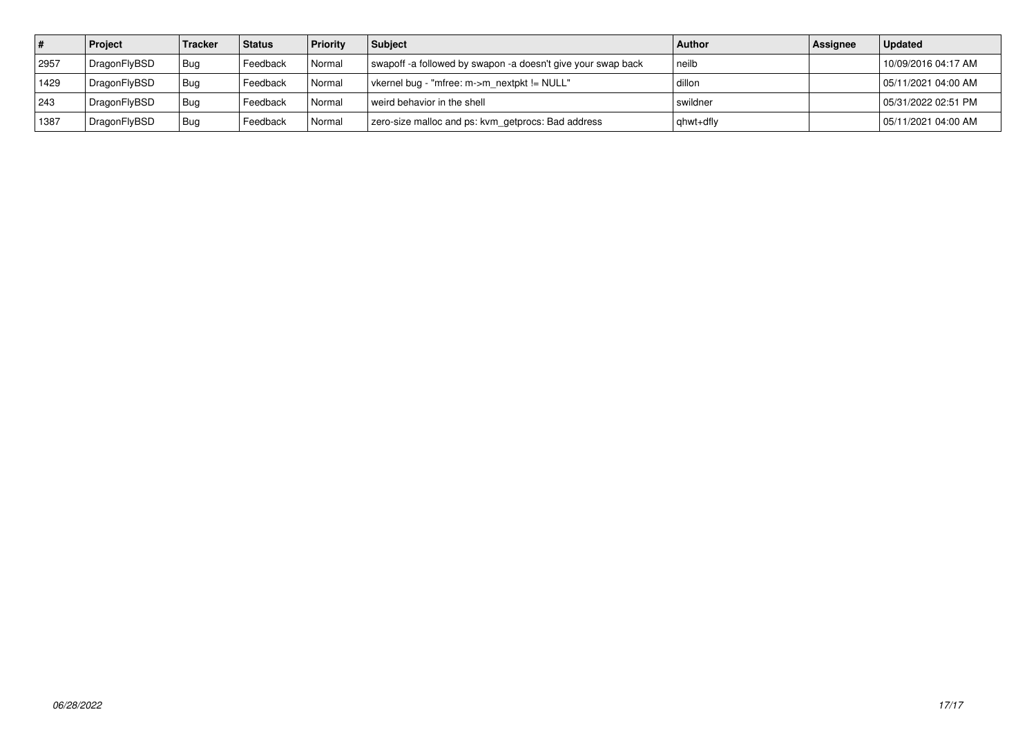| # | Project | Tracker | Status | Priority | Subject | Author | Assignee | Updated |
|---|---|---|---|---|---|---|---|---|
| 2957 | DragonFlyBSD | Bug | Feedback | Normal | swapoff -a followed by swapon -a doesn't give your swap back | neilb | | 10/09/2016 04:17 AM |
| 1429 | DragonFlyBSD | Bug | Feedback | Normal | vkernel bug - "mfree: m->m_nextpkt != NULL" | dillon | | 05/11/2021 04:00 AM |
| 243 | DragonFlyBSD | Bug | Feedback | Normal | weird behavior in the shell | swildner | | 05/31/2022 02:51 PM |
| 1387 | DragonFlyBSD | Bug | Feedback | Normal | zero-size malloc and ps: kvm_getprocs: Bad address | qhwt+dfly | | 05/11/2021 04:00 AM |